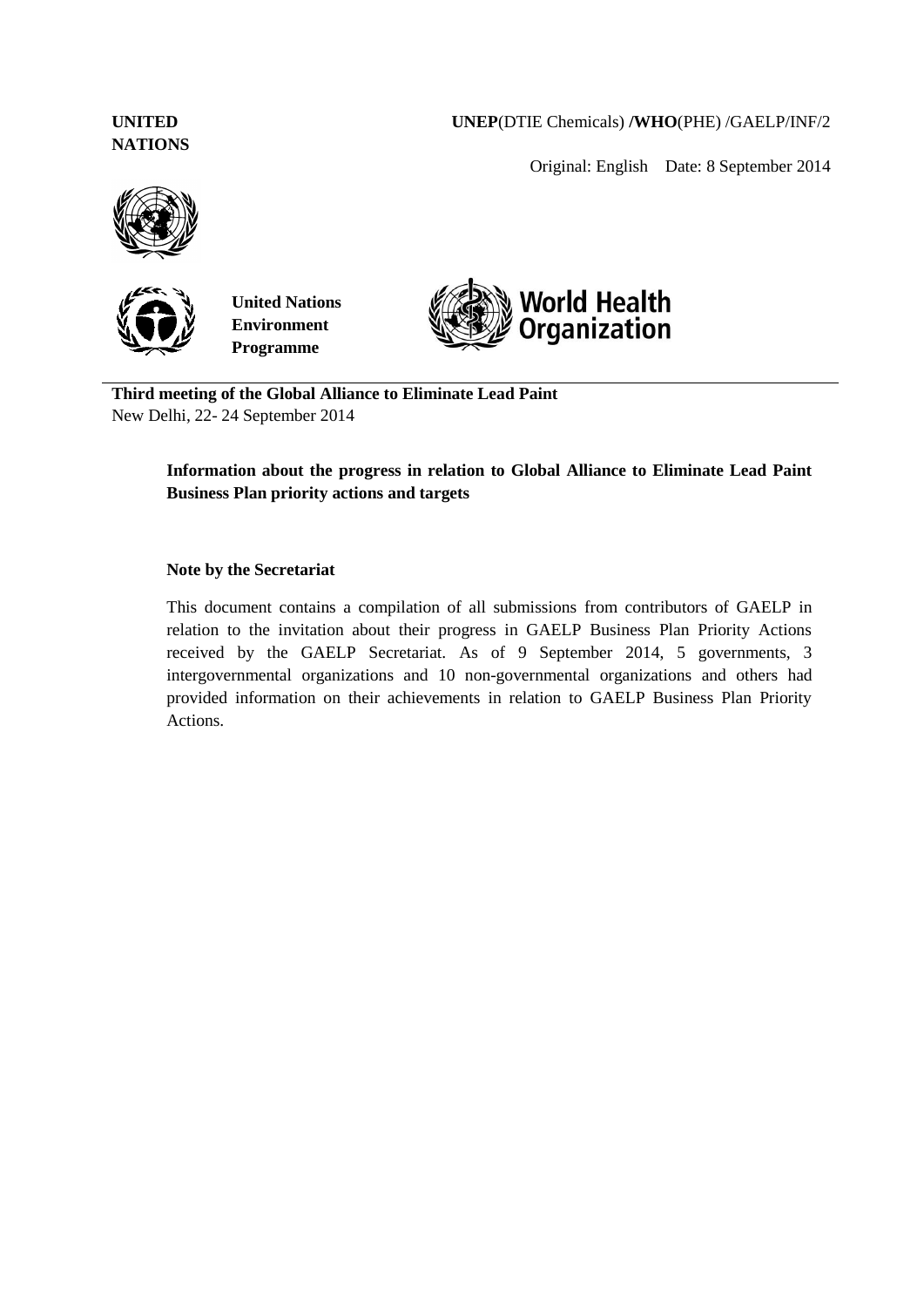**UNITED NATIONS**

**UNEP**(DTIE Chemicals) **/WHO**(PHE) /GAELP/INF/2

Original: English Date: 8 September 2014

**United Nations Environment Programme**

World Health Organization

**Third meeting of the Global Alliance to Eliminate Lead Paint**
New Delhi, 22- 24 September 2014

**Information about the progress in relation to Global Alliance to Eliminate Lead Paint Business Plan priority actions and targets**

**Note by the Secretariat**

This document contains a compilation of all submissions from contributors of GAELP in relation to the invitation about their progress in GAELP Business Plan Priority Actions received by the GAELP Secretariat. As of 9 September 2014, 5 governments, 3 intergovernmental organizations and 10 non-governmental organizations and others had provided information on their achievements in relation to GAELP Business Plan Priority Actions.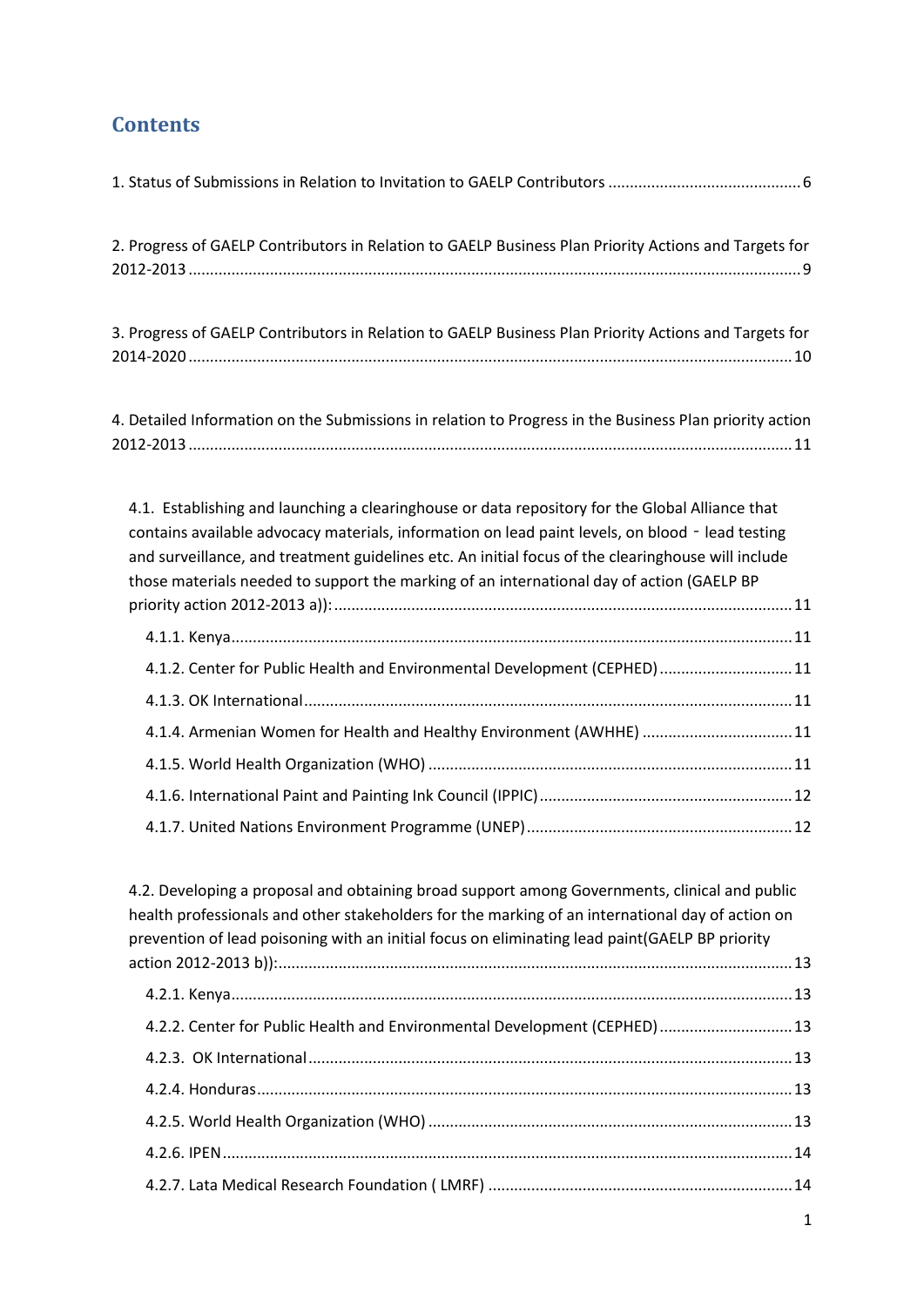## Contents

1. Status of Submissions in Relation to Invitation to GAELP Contributors ............................................ 6

2. Progress of GAELP Contributors in Relation to GAELP Business Plan Priority Actions and Targets for 2012-2013 ............................................................................................................................................ 9

3. Progress of GAELP Contributors in Relation to GAELP Business Plan Priority Actions and Targets for 2014-2020 .......................................................................................................................................... 10

4. Detailed Information on the Submissions in relation to Progress in the Business Plan priority action 2012-2013 .......................................................................................................................................... 11

4.1. Establishing and launching a clearinghouse or data repository for the Global Alliance that contains available advocacy materials, information on lead paint levels, on blood - lead testing and surveillance, and treatment guidelines etc. An initial focus of the clearinghouse will include those materials needed to support the marking of an international day of action (GAELP BP priority action 2012-2013 a)): .......................................................................................................... 11

4.1.1. Kenya................................................................................................................................ 11

4.1.2. Center for Public Health and Environmental Development (CEPHED) ............................... 11

4.1.3. OK International................................................................................................................ 11

4.1.4. Armenian Women for Health and Healthy Environment (AWHHE) ................................... 11

4.1.5. World Health Organization (WHO) .................................................................................... 11

4.1.6. International Paint and Painting Ink Council (IPPIC) .......................................................... 12

4.1.7. United Nations Environment Programme (UNEP) ............................................................. 12

4.2. Developing a proposal and obtaining broad support among Governments, clinical and public health professionals and other stakeholders for the marking of an international day of action on prevention of lead poisoning with an initial focus on eliminating lead paint(GAELP BP priority action 2012-2013 b)): ....................................................................................................... 13

4.2.1. Kenya................................................................................................................................ 13

4.2.2. Center for Public Health and Environmental Development (CEPHED) ............................... 13

4.2.3. OK International................................................................................................................ 13

4.2.4. Honduras........................................................................................................................... 13

4.2.5. World Health Organization (WHO) .................................................................................... 13

4.2.6. IPEN................................................................................................................................... 14

4.2.7. Lata Medical Research Foundation ( LMRF) ...................................................................... 14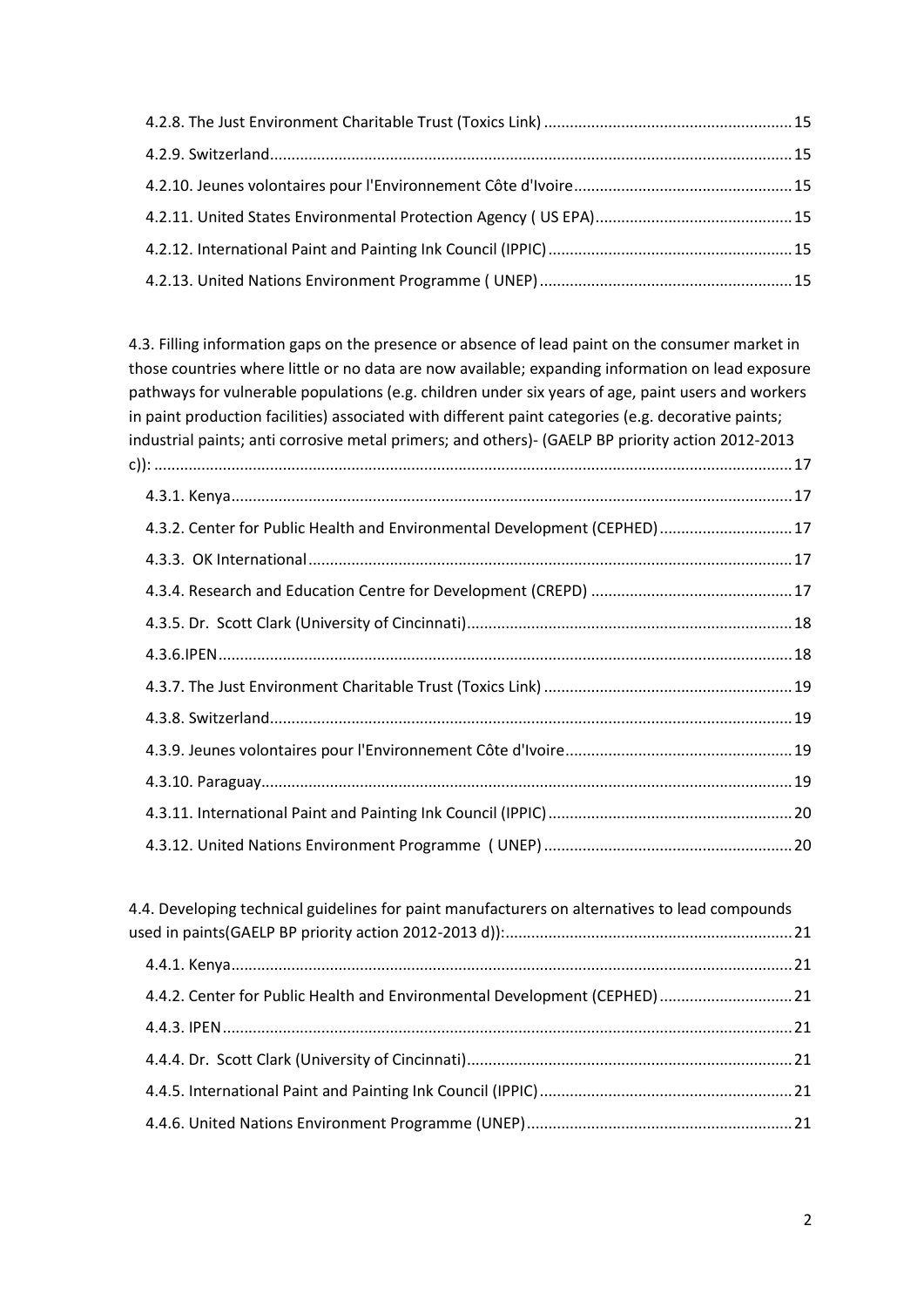4.2.8. The Just Environment Charitable Trust (Toxics Link) .......... 15
4.2.9. Switzerland .......... 15
4.2.10. Jeunes volontaires pour l'Environnement Côte d'Ivoire .......... 15
4.2.11. United States Environmental Protection Agency ( US EPA) .......... 15
4.2.12. International Paint and Painting Ink Council (IPPIC) .......... 15
4.2.13. United Nations Environment Programme ( UNEP) .......... 15

4.3. Filling information gaps on the presence or absence of lead paint on the consumer market in those countries where little or no data are now available; expanding information on lead exposure pathways for vulnerable populations (e.g. children under six years of age, paint users and workers in paint production facilities) associated with different paint categories (e.g. decorative paints; industrial paints; anti corrosive metal primers; and others)- (GAELP BP priority action 2012-2013 c)): .......... 17
4.3.1. Kenya .......... 17
4.3.2. Center for Public Health and Environmental Development (CEPHED) .......... 17
4.3.3. OK International .......... 17
4.3.4. Research and Education Centre for Development (CREPD) .......... 17
4.3.5. Dr. Scott Clark (University of Cincinnati) .......... 18
4.3.6.IPEN .......... 18
4.3.7. The Just Environment Charitable Trust (Toxics Link) .......... 19
4.3.8. Switzerland .......... 19
4.3.9. Jeunes volontaires pour l'Environnement Côte d'Ivoire .......... 19
4.3.10. Paraguay .......... 19
4.3.11. International Paint and Painting Ink Council (IPPIC) .......... 20
4.3.12. United Nations Environment Programme ( UNEP) .......... 20

4.4. Developing technical guidelines for paint manufacturers on alternatives to lead compounds used in paints(GAELP BP priority action 2012-2013 d)): .......... 21
4.4.1. Kenya .......... 21
4.4.2. Center for Public Health and Environmental Development (CEPHED) .......... 21
4.4.3. IPEN .......... 21
4.4.4. Dr. Scott Clark (University of Cincinnati) .......... 21
4.4.5. International Paint and Painting Ink Council (IPPIC) .......... 21
4.4.6. United Nations Environment Programme (UNEP) .......... 21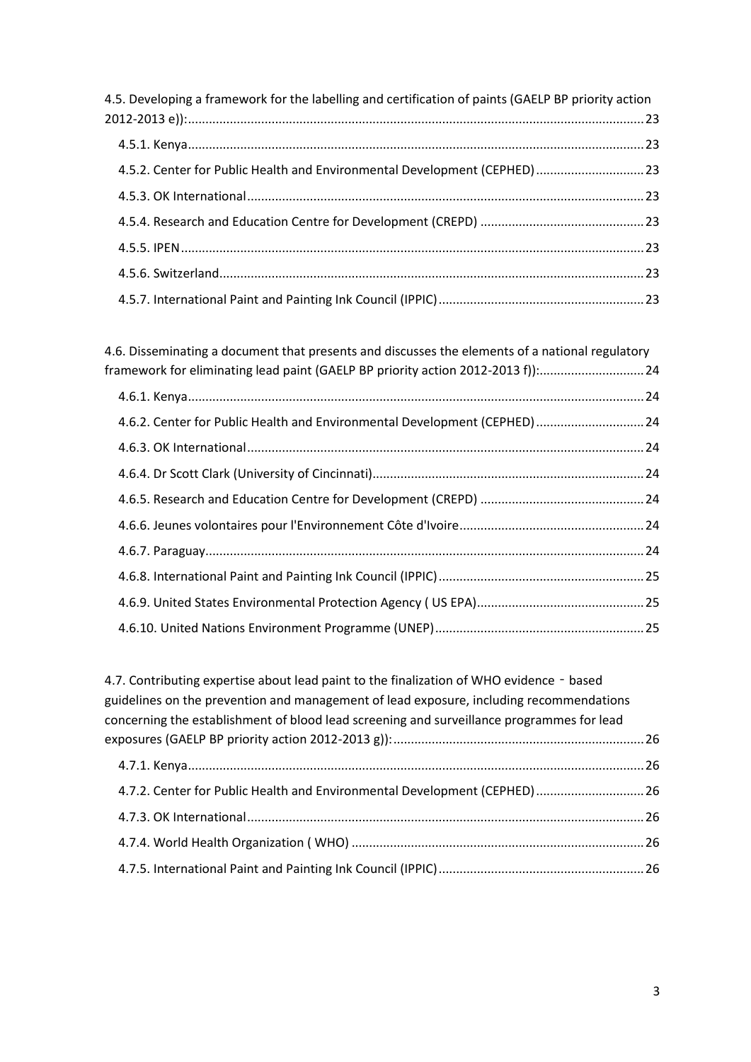4.5. Developing a framework for the labelling and certification of paints (GAELP BP priority action 2012-2013 e)): 23

- 4.5.1. Kenya 23
- 4.5.2. Center for Public Health and Environmental Development (CEPHED) 23
- 4.5.3. OK International 23
- 4.5.4. Research and Education Centre for Development (CREPD) 23
- 4.5.5. IPEN 23
- 4.5.6. Switzerland 23
- 4.5.7. International Paint and Painting Ink Council (IPPIC) 23

4.6. Disseminating a document that presents and discusses the elements of a national regulatory framework for eliminating lead paint (GAELP BP priority action 2012-2013 f)): 24

- 4.6.1. Kenya 24
- 4.6.2. Center for Public Health and Environmental Development (CEPHED) 24
- 4.6.3. OK International 24
- 4.6.4. Dr Scott Clark (University of Cincinnati) 24
- 4.6.5. Research and Education Centre for Development (CREPD) 24
- 4.6.6. Jeunes volontaires pour l'Environnement Côte d'Ivoire 24
- 4.6.7. Paraguay 24
- 4.6.8. International Paint and Painting Ink Council (IPPIC) 25
- 4.6.9. United States Environmental Protection Agency ( US EPA) 25
- 4.6.10. United Nations Environment Programme (UNEP) 25

4.7. Contributing expertise about lead paint to the finalization of WHO evidence - based guidelines on the prevention and management of lead exposure, including recommendations concerning the establishment of blood lead screening and surveillance programmes for lead exposures (GAELP BP priority action 2012-2013 g)): 26

- 4.7.1. Kenya 26
- 4.7.2. Center for Public Health and Environmental Development (CEPHED) 26
- 4.7.3. OK International 26
- 4.7.4. World Health Organization ( WHO) 26
- 4.7.5. International Paint and Painting Ink Council (IPPIC) 26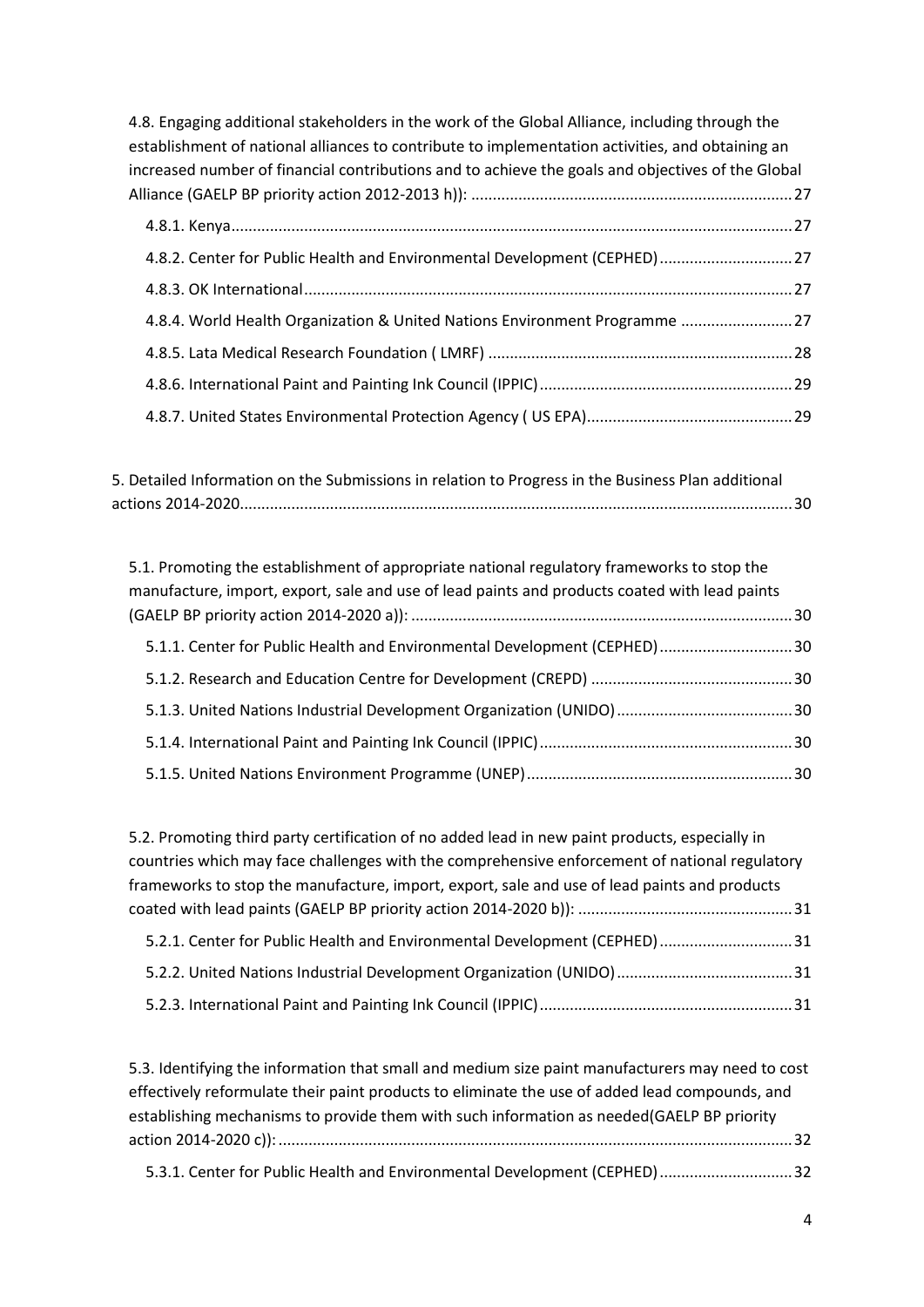4.8. Engaging additional stakeholders in the work of the Global Alliance, including through the establishment of national alliances to contribute to implementation activities, and obtaining an increased number of financial contributions and to achieve the goals and objectives of the Global Alliance (GAELP BP priority action 2012-2013 h)): ........................................................................... 27

4.8.1. Kenya ................................................................................................................................... 27

4.8.2. Center for Public Health and Environmental Development (CEPHED) ............................... 27

4.8.3. OK International .................................................................................................................. 27

4.8.4. World Health Organization & United Nations Environment Programme .......................... 27

4.8.5. Lata Medical Research Foundation ( LMRF) ....................................................................... 28

4.8.6. International Paint and Painting Ink Council (IPPIC) ........................................................... 29

4.8.7. United States Environmental Protection Agency ( US EPA) ................................................ 29

5. Detailed Information on the Submissions in relation to Progress in the Business Plan additional actions 2014-2020 ................................................................................................................................ 30

5.1. Promoting the establishment of appropriate national regulatory frameworks to stop the manufacture, import, export, sale and use of lead paints and products coated with lead paints (GAELP BP priority action 2014-2020 a)): ......................................................................................... 30

5.1.1. Center for Public Health and Environmental Development (CEPHED) ............................... 30

5.1.2. Research and Education Centre for Development (CREPD) ............................................... 30

5.1.3. United Nations Industrial Development Organization (UNIDO) ......................................... 30

5.1.4. International Paint and Painting Ink Council (IPPIC) ........................................................... 30

5.1.5. United Nations Environment Programme (UNEP) .............................................................. 30

5.2. Promoting third party certification of no added lead in new paint products, especially in countries which may face challenges with the comprehensive enforcement of national regulatory frameworks to stop the manufacture, import, export, sale and use of lead paints and products coated with lead paints (GAELP BP priority action 2014-2020 b)): .................................................. 31

5.2.1. Center for Public Health and Environmental Development (CEPHED) ............................... 31

5.2.2. United Nations Industrial Development Organization (UNIDO) ......................................... 31

5.2.3. International Paint and Painting Ink Council (IPPIC) ........................................................... 31

5.3. Identifying the information that small and medium size paint manufacturers may need to cost effectively reformulate their paint products to eliminate the use of added lead compounds, and establishing mechanisms to provide them with such information as needed(GAELP BP priority action 2014-2020 c)): ........................................................................................................................ 32

5.3.1. Center for Public Health and Environmental Development (CEPHED) ............................... 32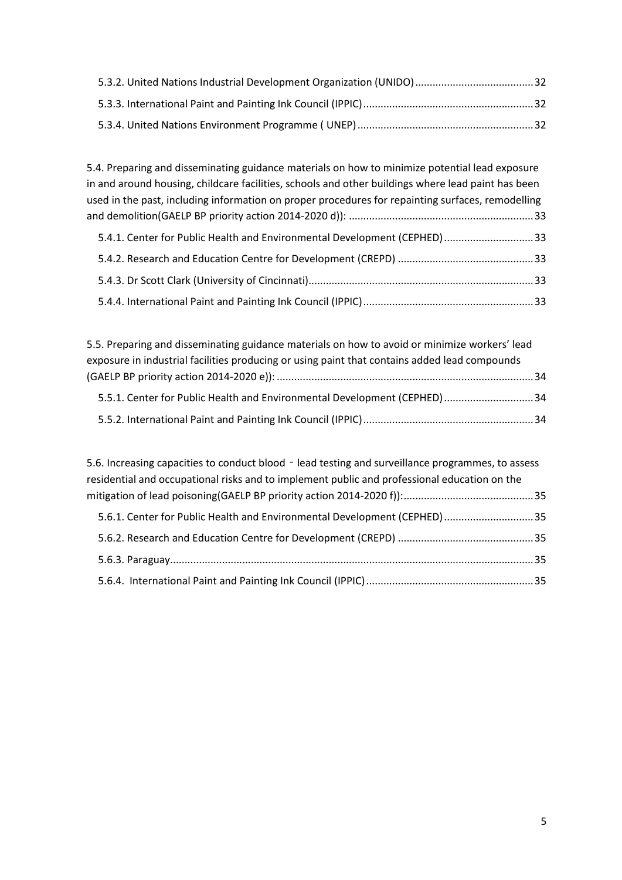5.3.2. United Nations Industrial Development Organization (UNIDO)........................................32

5.3.3. International Paint and Painting Ink Council (IPPIC)..........................................................32

5.3.4. United Nations Environment Programme ( UNEP)............................................................32

5.4. Preparing and disseminating guidance materials on how to minimize potential lead exposure in and around housing, childcare facilities, schools and other buildings where lead paint has been used in the past, including information on proper procedures for repainting surfaces, remodelling and demolition(GAELP BP priority action 2014-2020 d)): ...............................................................33

5.4.1. Center for Public Health and Environmental Development (CEPHED)..............................33

5.4.2. Research and Education Centre for Development (CREPD) ..............................................33

5.4.3. Dr Scott Clark (University of Cincinnati)............................................................................33

5.4.4. International Paint and Painting Ink Council (IPPIC)..........................................................33

5.5. Preparing and disseminating guidance materials on how to avoid or minimize workers' lead exposure in industrial facilities producing or using paint that contains added lead compounds (GAELP BP priority action 2014-2020 e)): .......................................................................................34

5.5.1. Center for Public Health and Environmental Development (CEPHED)..............................34

5.5.2. International Paint and Painting Ink Council (IPPIC)..........................................................34

5.6. Increasing capacities to conduct blood - lead testing and surveillance programmes, to assess residential and occupational risks and to implement public and professional education on the mitigation of lead poisoning(GAELP BP priority action 2014-2020 f)):...........................................35

5.6.1. Center for Public Health and Environmental Development (CEPHED)..............................35

5.6.2. Research and Education Centre for Development (CREPD) ..............................................35

5.6.3. Paraguay............................................................................................................................35

5.6.4. International Paint and Painting Ink Council (IPPIC).........................................................35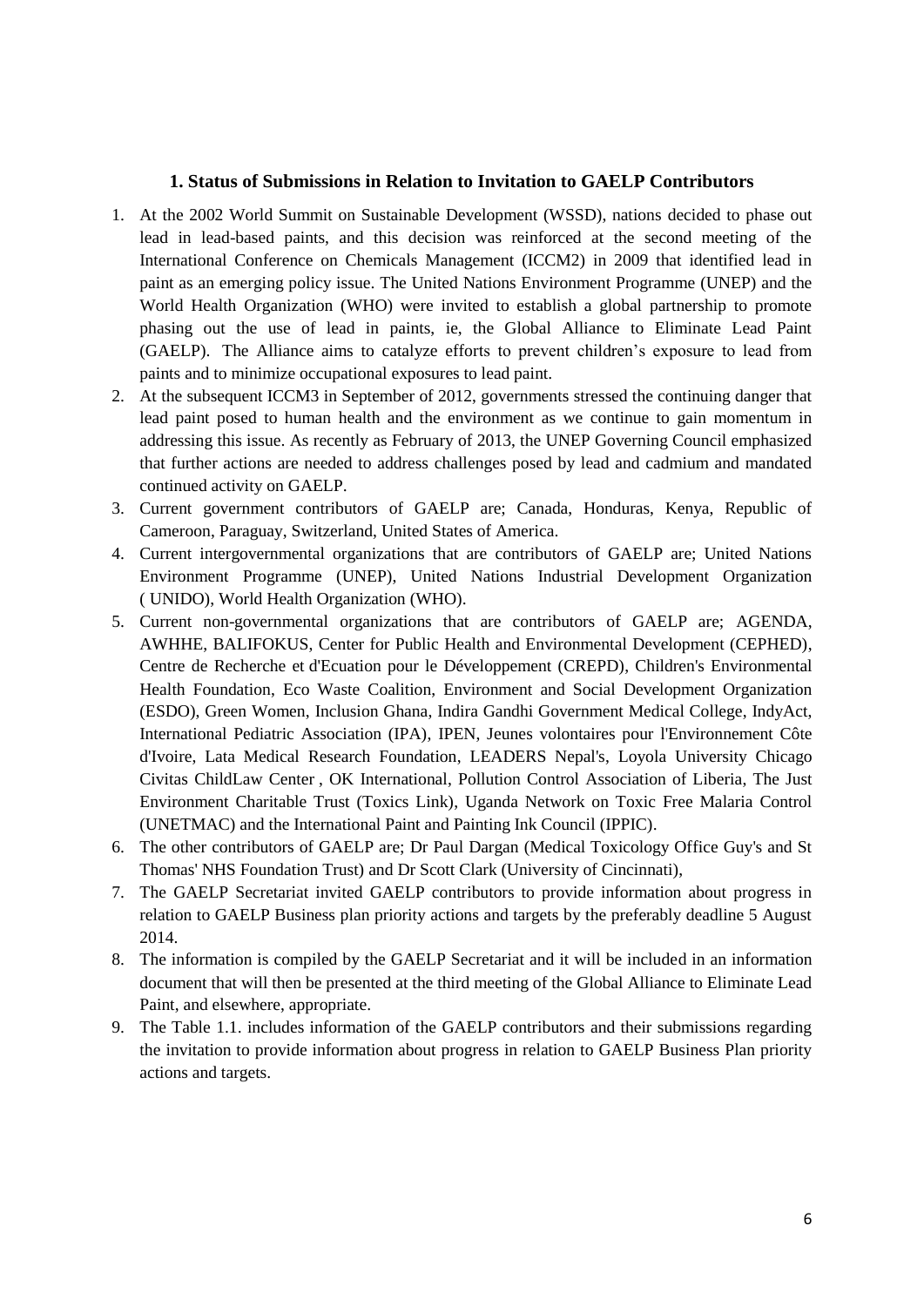## 1. Status of Submissions in Relation to Invitation to GAELP Contributors

1. At the 2002 World Summit on Sustainable Development (WSSD), nations decided to phase out lead in lead-based paints, and this decision was reinforced at the second meeting of the International Conference on Chemicals Management (ICCM2) in 2009 that identified lead in paint as an emerging policy issue. The United Nations Environment Programme (UNEP) and the World Health Organization (WHO) were invited to establish a global partnership to promote phasing out the use of lead in paints, ie, the Global Alliance to Eliminate Lead Paint (GAELP). The Alliance aims to catalyze efforts to prevent children's exposure to lead from paints and to minimize occupational exposures to lead paint.
2. At the subsequent ICCM3 in September of 2012, governments stressed the continuing danger that lead paint posed to human health and the environment as we continue to gain momentum in addressing this issue. As recently as February of 2013, the UNEP Governing Council emphasized that further actions are needed to address challenges posed by lead and cadmium and mandated continued activity on GAELP.
3. Current government contributors of GAELP are; Canada, Honduras, Kenya, Republic of Cameroon, Paraguay, Switzerland, United States of America.
4. Current intergovernmental organizations that are contributors of GAELP are; United Nations Environment Programme (UNEP), United Nations Industrial Development Organization ( UNIDO), World Health Organization (WHO).
5. Current non-governmental organizations that are contributors of GAELP are; AGENDA, AWHHE, BALIFOKUS, Center for Public Health and Environmental Development (CEPHED), Centre de Recherche et d'Ecuation pour le Développement (CREPD), Children's Environmental Health Foundation, Eco Waste Coalition, Environment and Social Development Organization (ESDO), Green Women, Inclusion Ghana, Indira Gandhi Government Medical College, IndyAct, International Pediatric Association (IPA), IPEN, Jeunes volontaires pour l'Environnement Côte d'Ivoire, Lata Medical Research Foundation, LEADERS Nepal's, Loyola University Chicago Civitas ChildLaw Center , OK International, Pollution Control Association of Liberia, The Just Environment Charitable Trust (Toxics Link), Uganda Network on Toxic Free Malaria Control (UNETMAC) and the International Paint and Painting Ink Council (IPPIC).
6. The other contributors of GAELP are; Dr Paul Dargan (Medical Toxicology Office Guy's and St Thomas' NHS Foundation Trust) and Dr Scott Clark (University of Cincinnati),
7. The GAELP Secretariat invited GAELP contributors to provide information about progress in relation to GAELP Business plan priority actions and targets by the preferably deadline 5 August 2014.
8. The information is compiled by the GAELP Secretariat and it will be included in an information document that will then be presented at the third meeting of the Global Alliance to Eliminate Lead Paint, and elsewhere, appropriate.
9. The Table 1.1. includes information of the GAELP contributors and their submissions regarding the invitation to provide information about progress in relation to GAELP Business Plan priority actions and targets.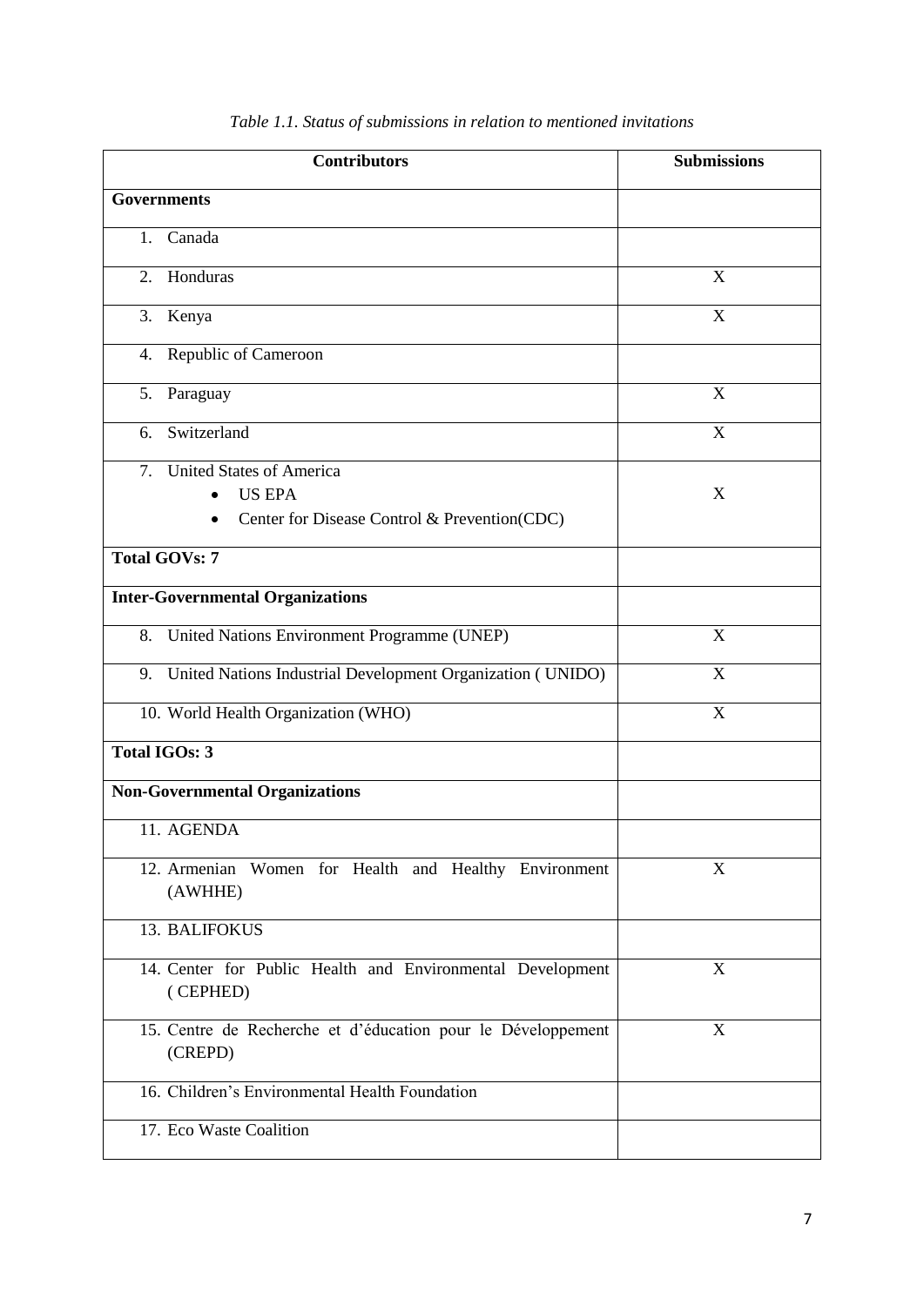*Table 1.1. Status of submissions in relation to mentioned invitations*

| Contributors | Submissions |
| --- | --- |
| **Governments** | |
| 1. Canada | |
| 2. Honduras | X |
| 3. Kenya | X |
| 4. Republic of Cameroon | |
| 5. Paraguay | X |
| 6. Switzerland | X |
| 7. United States of America <br> • US EPA <br> • Center for Disease Control & Prevention(CDC) | X |
| **Total GOVs: 7** | |
| **Inter-Governmental Organizations** | |
| 8. United Nations Environment Programme (UNEP) | X |
| 9. United Nations Industrial Development Organization ( UNIDO) | X |
| 10. World Health Organization (WHO) | X |
| **Total IGOs: 3** | |
| **Non-Governmental Organizations** | |
| 11. AGENDA | |
| 12. Armenian Women for Health and Healthy Environment (AWHHE) | X |
| 13. BALIFOKUS | |
| 14. Center for Public Health and Environmental Development ( CEPHED) | X |
| 15. Centre de Recherche et d'éducation pour le Développement (CREPD) | X |
| 16. Children's Environmental Health Foundation | |
| 17. Eco Waste Coalition | |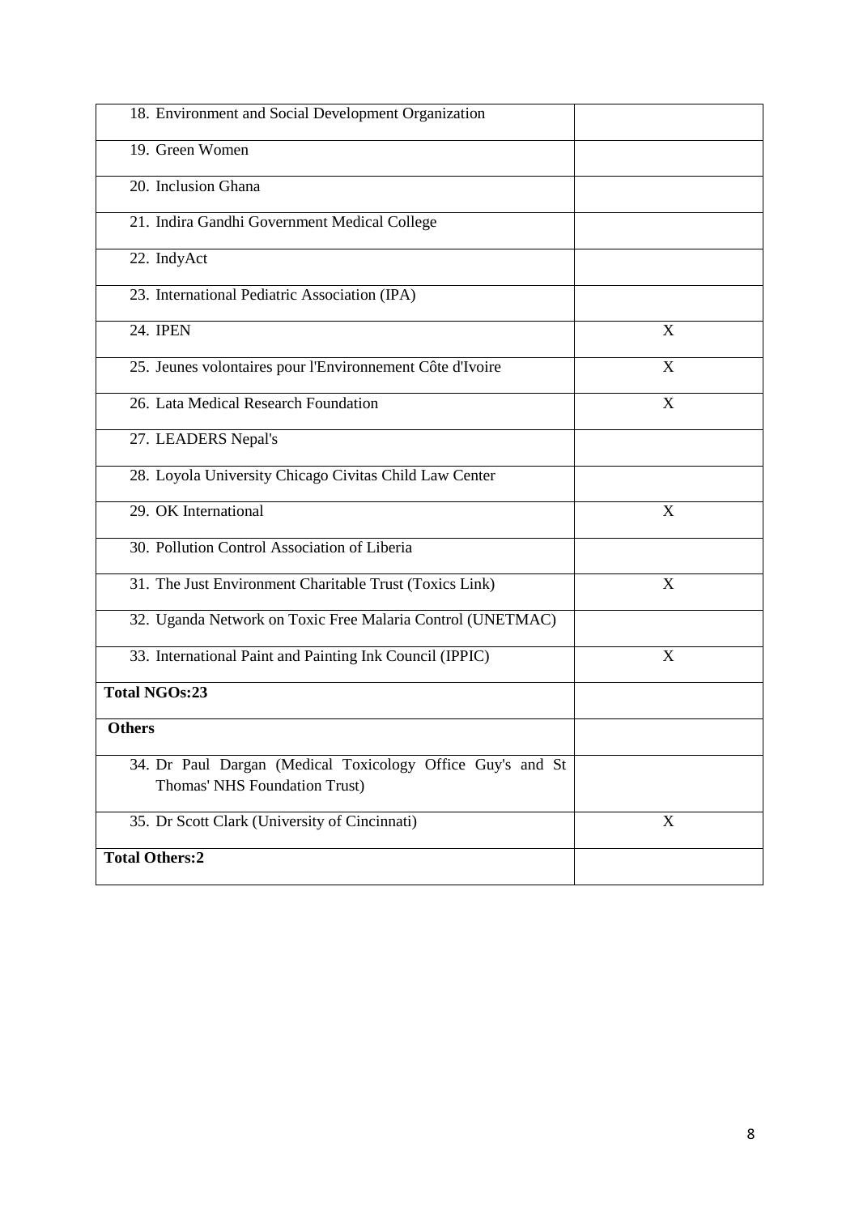| | |
|---|---|
| 18. Environment and Social Development Organization | |
| 19. Green Women | |
| 20. Inclusion Ghana | |
| 21. Indira Gandhi Government Medical College | |
| 22. IndyAct | |
| 23. International Pediatric Association (IPA) | |
| 24. IPEN | X |
| 25. Jeunes volontaires pour l'Environnement Côte d'Ivoire | X |
| 26. Lata Medical Research Foundation | X |
| 27. LEADERS Nepal's | |
| 28. Loyola University Chicago Civitas Child Law Center | |
| 29. OK International | X |
| 30. Pollution Control Association of Liberia | |
| 31. The Just Environment Charitable Trust (Toxics Link) | X |
| 32. Uganda Network on Toxic Free Malaria Control (UNETMAC) | |
| 33. International Paint and Painting Ink Council (IPPIC) | X |
| **Total NGOs:23** | |
| **Others** | |
| 34. Dr Paul Dargan (Medical Toxicology Office Guy's and St Thomas' NHS Foundation Trust) | |
| 35. Dr Scott Clark (University of Cincinnati) | X |
| **Total Others:2** | |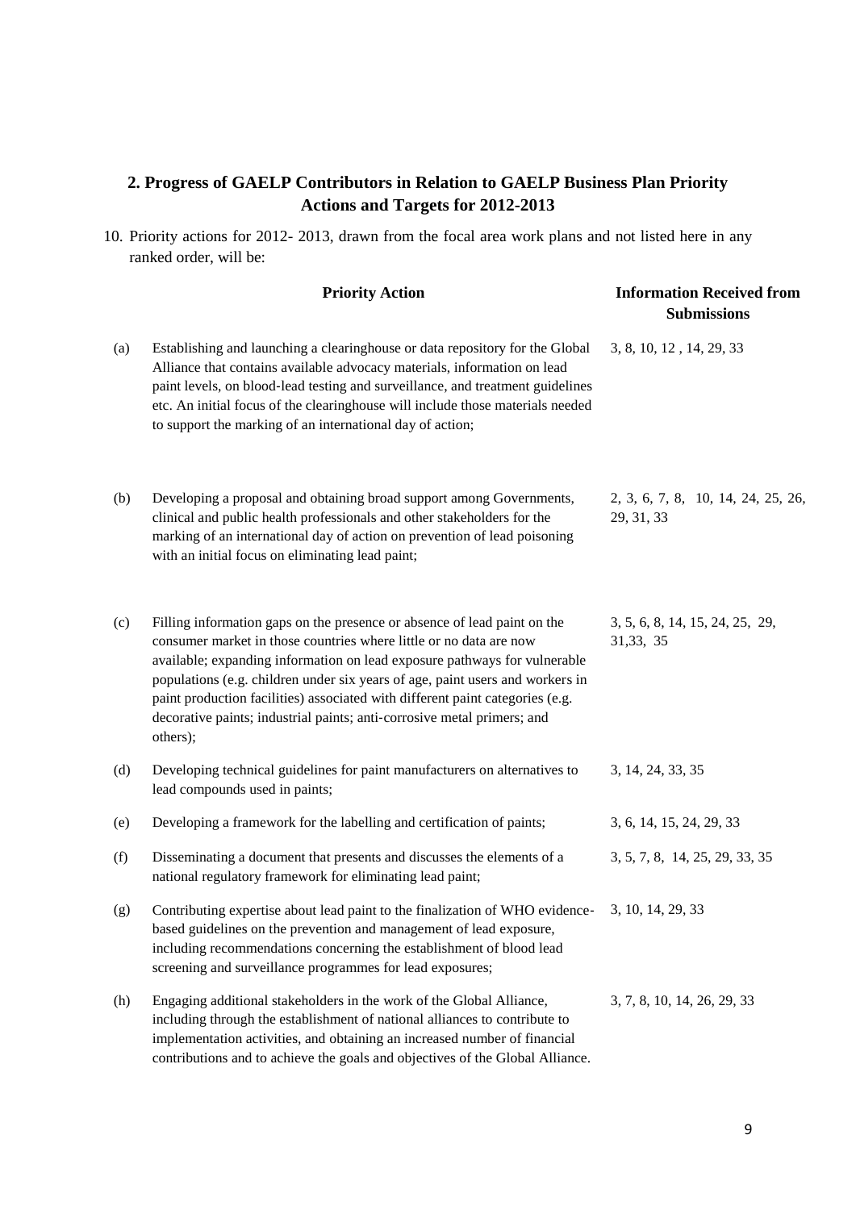## 2. Progress of GAELP Contributors in Relation to GAELP Business Plan Priority Actions and Targets for 2012-2013

10. Priority actions for 2012- 2013, drawn from the focal area work plans and not listed here in any ranked order, will be:

| | Priority Action | Information Received from Submissions |
|---|---|---|
| (a) | Establishing and launching a clearinghouse or data repository for the Global Alliance that contains available advocacy materials, information on lead paint levels, on blood-lead testing and surveillance, and treatment guidelines etc. An initial focus of the clearinghouse will include those materials needed to support the marking of an international day of action; | 3, 8, 10, 12 , 14, 29, 33 |
| (b) | Developing a proposal and obtaining broad support among Governments, clinical and public health professionals and other stakeholders for the marking of an international day of action on prevention of lead poisoning with an initial focus on eliminating lead paint; | 2, 3, 6, 7, 8, 10, 14, 24, 25, 26, 29, 31, 33 |
| (c) | Filling information gaps on the presence or absence of lead paint on the consumer market in those countries where little or no data are now available; expanding information on lead exposure pathways for vulnerable populations (e.g. children under six years of age, paint users and workers in paint production facilities) associated with different paint categories (e.g. decorative paints; industrial paints; anti-corrosive metal primers; and others); | 3, 5, 6, 8, 14, 15, 24, 25, 29, 31,33, 35 |
| (d) | Developing technical guidelines for paint manufacturers on alternatives to lead compounds used in paints; | 3, 14, 24, 33, 35 |
| (e) | Developing a framework for the labelling and certification of paints; | 3, 6, 14, 15, 24, 29, 33 |
| (f) | Disseminating a document that presents and discusses the elements of a national regulatory framework for eliminating lead paint; | 3, 5, 7, 8, 14, 25, 29, 33, 35 |
| (g) | Contributing expertise about lead paint to the finalization of WHO evidence-based guidelines on the prevention and management of lead exposure, including recommendations concerning the establishment of blood lead screening and surveillance programmes for lead exposures; | 3, 10, 14, 29, 33 |
| (h) | Engaging additional stakeholders in the work of the Global Alliance, including through the establishment of national alliances to contribute to implementation activities, and obtaining an increased number of financial contributions and to achieve the goals and objectives of the Global Alliance. | 3, 7, 8, 10, 14, 26, 29, 33 |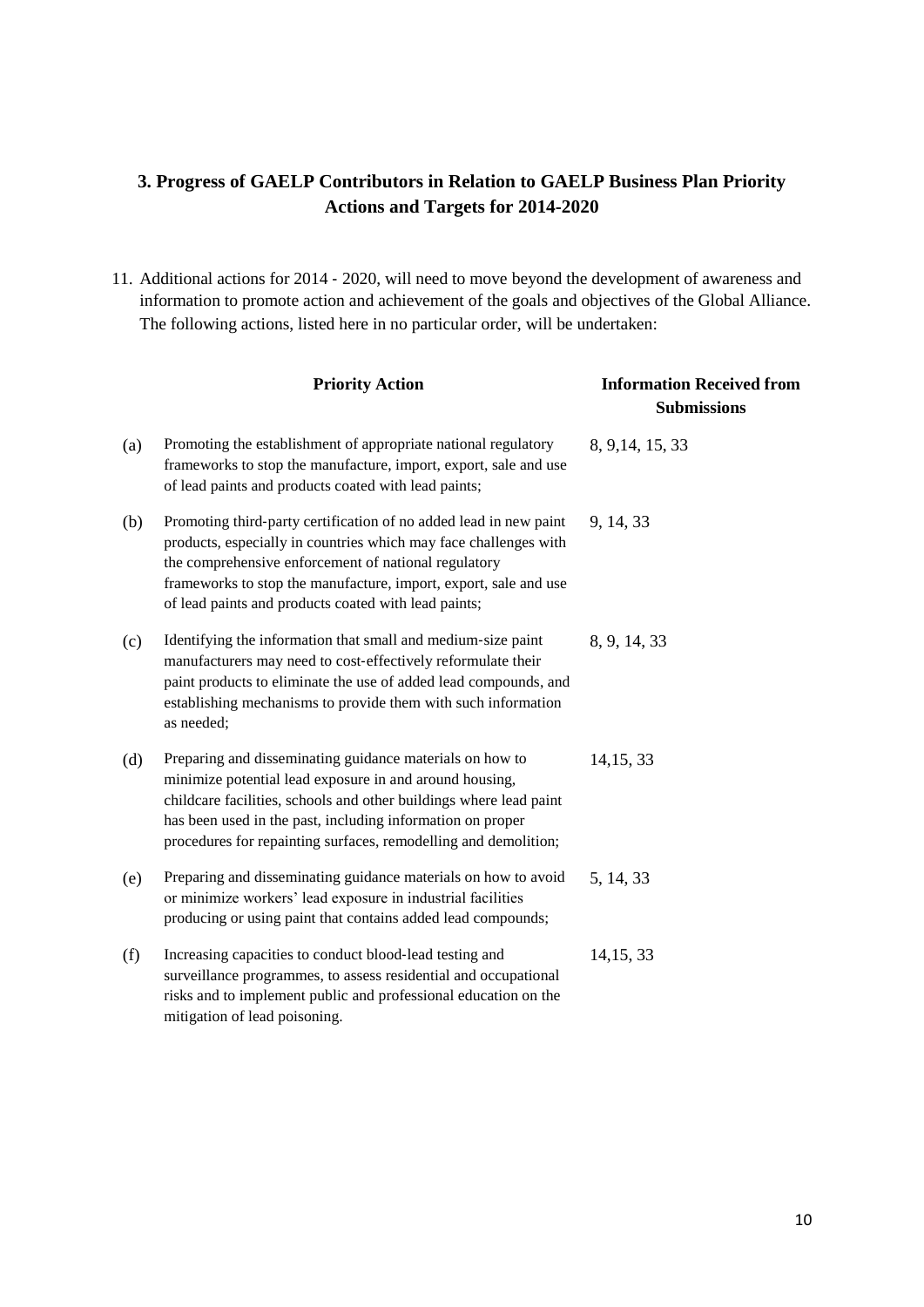## 3. Progress of GAELP Contributors in Relation to GAELP Business Plan Priority Actions and Targets for 2014-2020

11. Additional actions for 2014 - 2020, will need to move beyond the development of awareness and information to promote action and achievement of the goals and objectives of the Global Alliance. The following actions, listed here in no particular order, will be undertaken:

| | Priority Action | Information Received from Submissions |
|---|---|---|
| (a) | Promoting the establishment of appropriate national regulatory frameworks to stop the manufacture, import, export, sale and use of lead paints and products coated with lead paints; | 8, 9,14, 15, 33 |
| (b) | Promoting third-party certification of no added lead in new paint products, especially in countries which may face challenges with the comprehensive enforcement of national regulatory frameworks to stop the manufacture, import, export, sale and use of lead paints and products coated with lead paints; | 9, 14, 33 |
| (c) | Identifying the information that small and medium-size paint manufacturers may need to cost-effectively reformulate their paint products to eliminate the use of added lead compounds, and establishing mechanisms to provide them with such information as needed; | 8, 9, 14, 33 |
| (d) | Preparing and disseminating guidance materials on how to minimize potential lead exposure in and around housing, childcare facilities, schools and other buildings where lead paint has been used in the past, including information on proper procedures for repainting surfaces, remodelling and demolition; | 14,15, 33 |
| (e) | Preparing and disseminating guidance materials on how to avoid or minimize workers' lead exposure in industrial facilities producing or using paint that contains added lead compounds; | 5, 14, 33 |
| (f) | Increasing capacities to conduct blood-lead testing and surveillance programmes, to assess residential and occupational risks and to implement public and professional education on the mitigation of lead poisoning. | 14,15, 33 |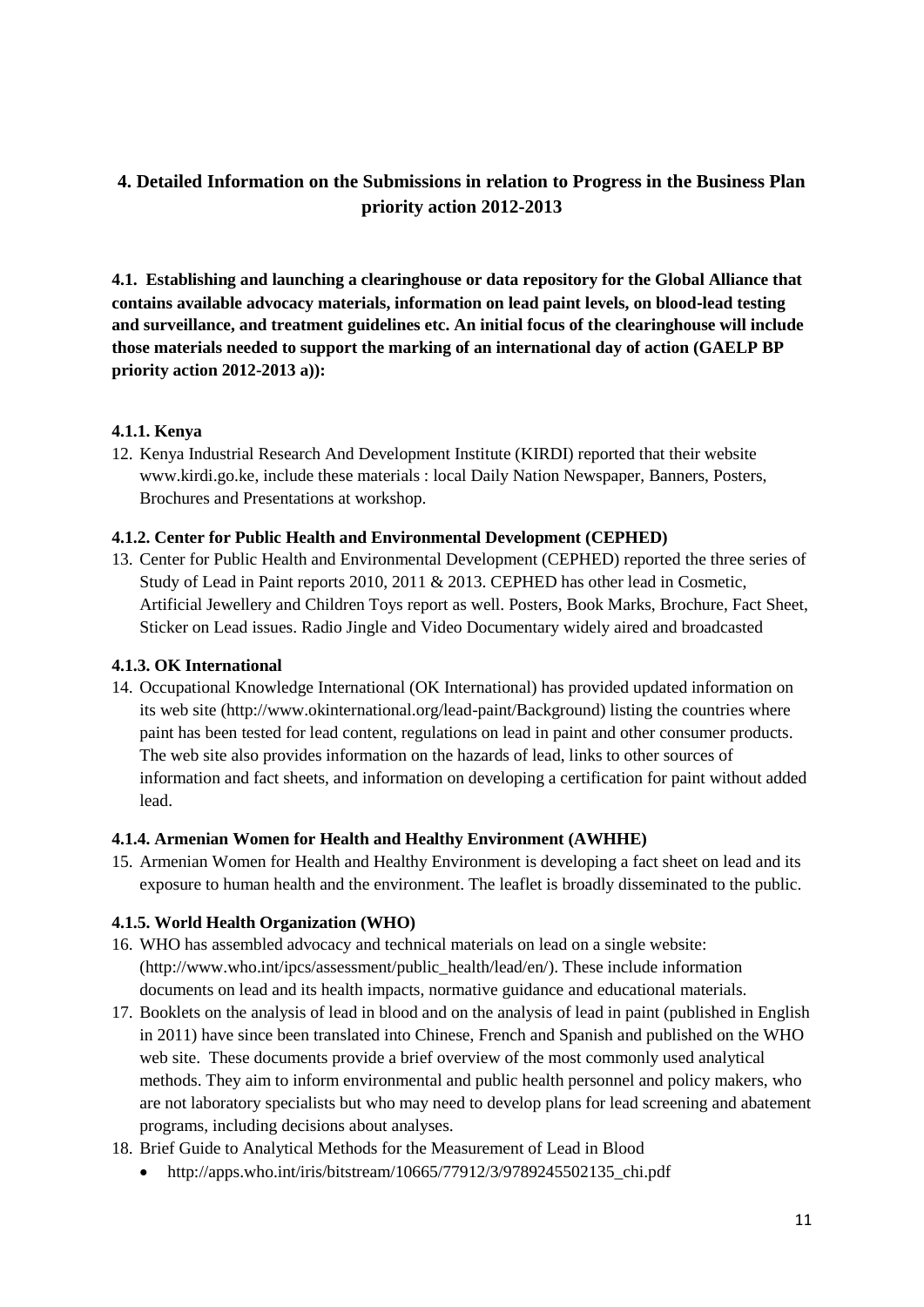## 4. Detailed Information on the Submissions in relation to Progress in the Business Plan priority action 2012-2013

**4.1. Establishing and launching a clearinghouse or data repository for the Global Alliance that contains available advocacy materials, information on lead paint levels, on blood-lead testing and surveillance, and treatment guidelines etc. An initial focus of the clearinghouse will include those materials needed to support the marking of an international day of action (GAELP BP priority action 2012-2013 a)):**

### 4.1.1. Kenya

12. Kenya Industrial Research And Development Institute (KIRDI) reported that their website www.kirdi.go.ke, include these materials : local Daily Nation Newspaper, Banners, Posters, Brochures and Presentations at workshop.

### 4.1.2. Center for Public Health and Environmental Development (CEPHED)

13. Center for Public Health and Environmental Development (CEPHED) reported the three series of Study of Lead in Paint reports 2010, 2011 & 2013. CEPHED has other lead in Cosmetic, Artificial Jewellery and Children Toys report as well. Posters, Book Marks, Brochure, Fact Sheet, Sticker on Lead issues. Radio Jingle and Video Documentary widely aired and broadcasted

### 4.1.3. OK International

14. Occupational Knowledge International (OK International) has provided updated information on its web site (http://www.okinternational.org/lead-paint/Background) listing the countries where paint has been tested for lead content, regulations on lead in paint and other consumer products. The web site also provides information on the hazards of lead, links to other sources of information and fact sheets, and information on developing a certification for paint without added lead.

### 4.1.4. Armenian Women for Health and Healthy Environment (AWHHE)

15. Armenian Women for Health and Healthy Environment is developing a fact sheet on lead and its exposure to human health and the environment. The leaflet is broadly disseminated to the public.

### 4.1.5. World Health Organization (WHO)

16. WHO has assembled advocacy and technical materials on lead on a single website: (http://www.who.int/ipcs/assessment/public_health/lead/en/). These include information documents on lead and its health impacts, normative guidance and educational materials.
17. Booklets on the analysis of lead in blood and on the analysis of lead in paint (published in English in 2011) have since been translated into Chinese, French and Spanish and published on the WHO web site. These documents provide a brief overview of the most commonly used analytical methods. They aim to inform environmental and public health personnel and policy makers, who are not laboratory specialists but who may need to develop plans for lead screening and abatement programs, including decisions about analyses.
18. Brief Guide to Analytical Methods for the Measurement of Lead in Blood
    - http://apps.who.int/iris/bitstream/10665/77912/3/9789245502135_chi.pdf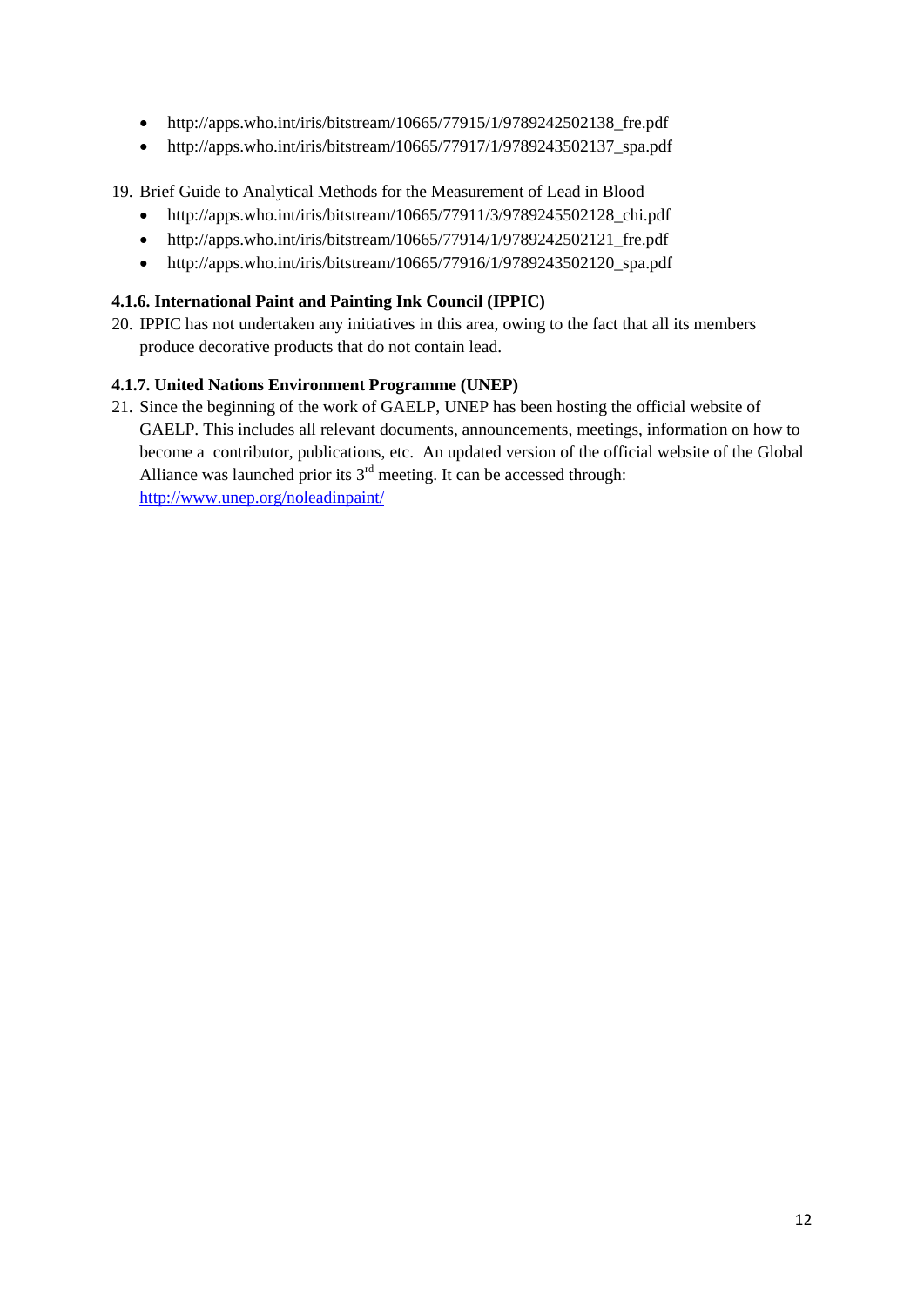- http://apps.who.int/iris/bitstream/10665/77915/1/9789242502138_fre.pdf
- http://apps.who.int/iris/bitstream/10665/77917/1/9789243502137_spa.pdf

19. Brief Guide to Analytical Methods for the Measurement of Lead in Blood
    - http://apps.who.int/iris/bitstream/10665/77911/3/9789245502128_chi.pdf
    - http://apps.who.int/iris/bitstream/10665/77914/1/9789242502121_fre.pdf
    - http://apps.who.int/iris/bitstream/10665/77916/1/9789243502120_spa.pdf

#### 4.1.6. International Paint and Painting Ink Council (IPPIC)

20. IPPIC has not undertaken any initiatives in this area, owing to the fact that all its members produce decorative products that do not contain lead.

#### 4.1.7. United Nations Environment Programme (UNEP)

21. Since the beginning of the work of GAELP, UNEP has been hosting the official website of GAELP. This includes all relevant documents, announcements, meetings, information on how to become a contributor, publications, etc. An updated version of the official website of the Global Alliance was launched prior its 3rd meeting. It can be accessed through: http://www.unep.org/noleadinpaint/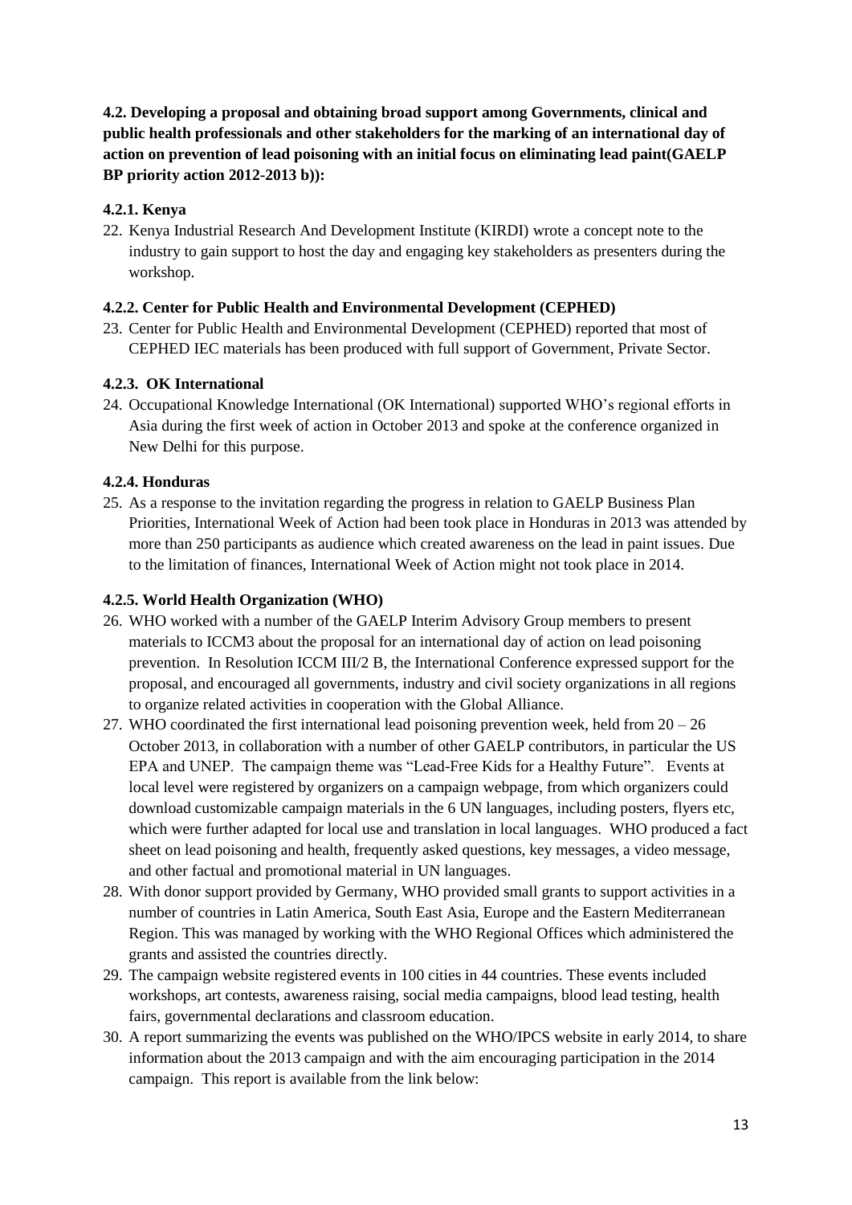**4.2. Developing a proposal and obtaining broad support among Governments, clinical and public health professionals and other stakeholders for the marking of an international day of action on prevention of lead poisoning with an initial focus on eliminating lead paint(GAELP BP priority action 2012-2013 b)):**

#### 4.2.1. Kenya

22. Kenya Industrial Research And Development Institute (KIRDI) wrote a concept note to the industry to gain support to host the day and engaging key stakeholders as presenters during the workshop.

#### 4.2.2. Center for Public Health and Environmental Development (CEPHED)

23. Center for Public Health and Environmental Development (CEPHED) reported that most of CEPHED IEC materials has been produced with full support of Government, Private Sector.

#### 4.2.3. OK International

24. Occupational Knowledge International (OK International) supported WHO's regional efforts in Asia during the first week of action in October 2013 and spoke at the conference organized in New Delhi for this purpose.

#### 4.2.4. Honduras

25. As a response to the invitation regarding the progress in relation to GAELP Business Plan Priorities, International Week of Action had been took place in Honduras in 2013 was attended by more than 250 participants as audience which created awareness on the lead in paint issues. Due to the limitation of finances, International Week of Action might not took place in 2014.

#### 4.2.5. World Health Organization (WHO)

26. WHO worked with a number of the GAELP Interim Advisory Group members to present materials to ICCM3 about the proposal for an international day of action on lead poisoning prevention. In Resolution ICCM III/2 B, the International Conference expressed support for the proposal, and encouraged all governments, industry and civil society organizations in all regions to organize related activities in cooperation with the Global Alliance.
27. WHO coordinated the first international lead poisoning prevention week, held from 20 – 26 October 2013, in collaboration with a number of other GAELP contributors, in particular the US EPA and UNEP. The campaign theme was "Lead-Free Kids for a Healthy Future". Events at local level were registered by organizers on a campaign webpage, from which organizers could download customizable campaign materials in the 6 UN languages, including posters, flyers etc, which were further adapted for local use and translation in local languages. WHO produced a fact sheet on lead poisoning and health, frequently asked questions, key messages, a video message, and other factual and promotional material in UN languages.
28. With donor support provided by Germany, WHO provided small grants to support activities in a number of countries in Latin America, South East Asia, Europe and the Eastern Mediterranean Region. This was managed by working with the WHO Regional Offices which administered the grants and assisted the countries directly.
29. The campaign website registered events in 100 cities in 44 countries. These events included workshops, art contests, awareness raising, social media campaigns, blood lead testing, health fairs, governmental declarations and classroom education.
30. A report summarizing the events was published on the WHO/IPCS website in early 2014, to share information about the 2013 campaign and with the aim encouraging participation in the 2014 campaign. This report is available from the link below: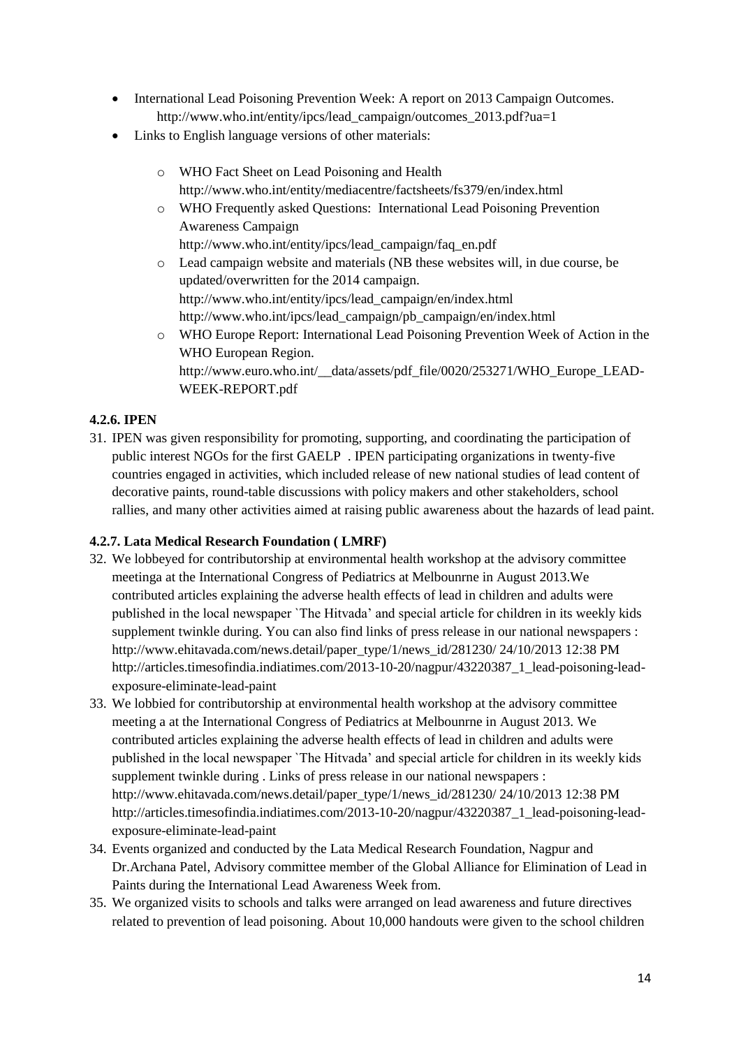- International Lead Poisoning Prevention Week: A report on 2013 Campaign Outcomes. http://www.who.int/entity/ipcs/lead_campaign/outcomes_2013.pdf?ua=1
- Links to English language versions of other materials:
  - WHO Fact Sheet on Lead Poisoning and Health http://www.who.int/entity/mediacentre/factsheets/fs379/en/index.html
  - WHO Frequently asked Questions: International Lead Poisoning Prevention Awareness Campaign http://www.who.int/entity/ipcs/lead_campaign/faq_en.pdf
  - Lead campaign website and materials (NB these websites will, in due course, be updated/overwritten for the 2014 campaign. http://www.who.int/entity/ipcs/lead_campaign/en/index.html http://www.who.int/ipcs/lead_campaign/pb_campaign/en/index.html
  - WHO Europe Report: International Lead Poisoning Prevention Week of Action in the WHO European Region. http://www.euro.who.int/__data/assets/pdf_file/0020/253271/WHO_Europe_LEAD-WEEK-REPORT.pdf

#### 4.2.6. IPEN

31. IPEN was given responsibility for promoting, supporting, and coordinating the participation of public interest NGOs for the first GAELP . IPEN participating organizations in twenty-five countries engaged in activities, which included release of new national studies of lead content of decorative paints, round-table discussions with policy makers and other stakeholders, school rallies, and many other activities aimed at raising public awareness about the hazards of lead paint.

#### 4.2.7. Lata Medical Research Foundation ( LMRF)

32. We lobbeyed for contributorship at environmental health workshop at the advisory committee meetinga at the International Congress of Pediatrics at Melbounrne in August 2013.We contributed articles explaining the adverse health effects of lead in children and adults were published in the local newspaper `The Hitvada' and special article for children in its weekly kids supplement twinkle during. You can also find links of press release in our national newspapers : http://www.ehitavada.com/news.detail/paper_type/1/news_id/281230/ 24/10/2013 12:38 PM http://articles.timesofindia.indiatimes.com/2013-10-20/nagpur/43220387_1_lead-poisoning-lead-exposure-eliminate-lead-paint
33. We lobbied for contributorship at environmental health workshop at the advisory committee meeting a at the International Congress of Pediatrics at Melbounrne in August 2013. We contributed articles explaining the adverse health effects of lead in children and adults were published in the local newspaper `The Hitvada' and special article for children in its weekly kids supplement twinkle during . Links of press release in our national newspapers : http://www.ehitavada.com/news.detail/paper_type/1/news_id/281230/ 24/10/2013 12:38 PM http://articles.timesofindia.indiatimes.com/2013-10-20/nagpur/43220387_1_lead-poisoning-lead-exposure-eliminate-lead-paint
34. Events organized and conducted by the Lata Medical Research Foundation, Nagpur and Dr.Archana Patel, Advisory committee member of the Global Alliance for Elimination of Lead in Paints during the International Lead Awareness Week from.
35. We organized visits to schools and talks were arranged on lead awareness and future directives related to prevention of lead poisoning. About 10,000 handouts were given to the school children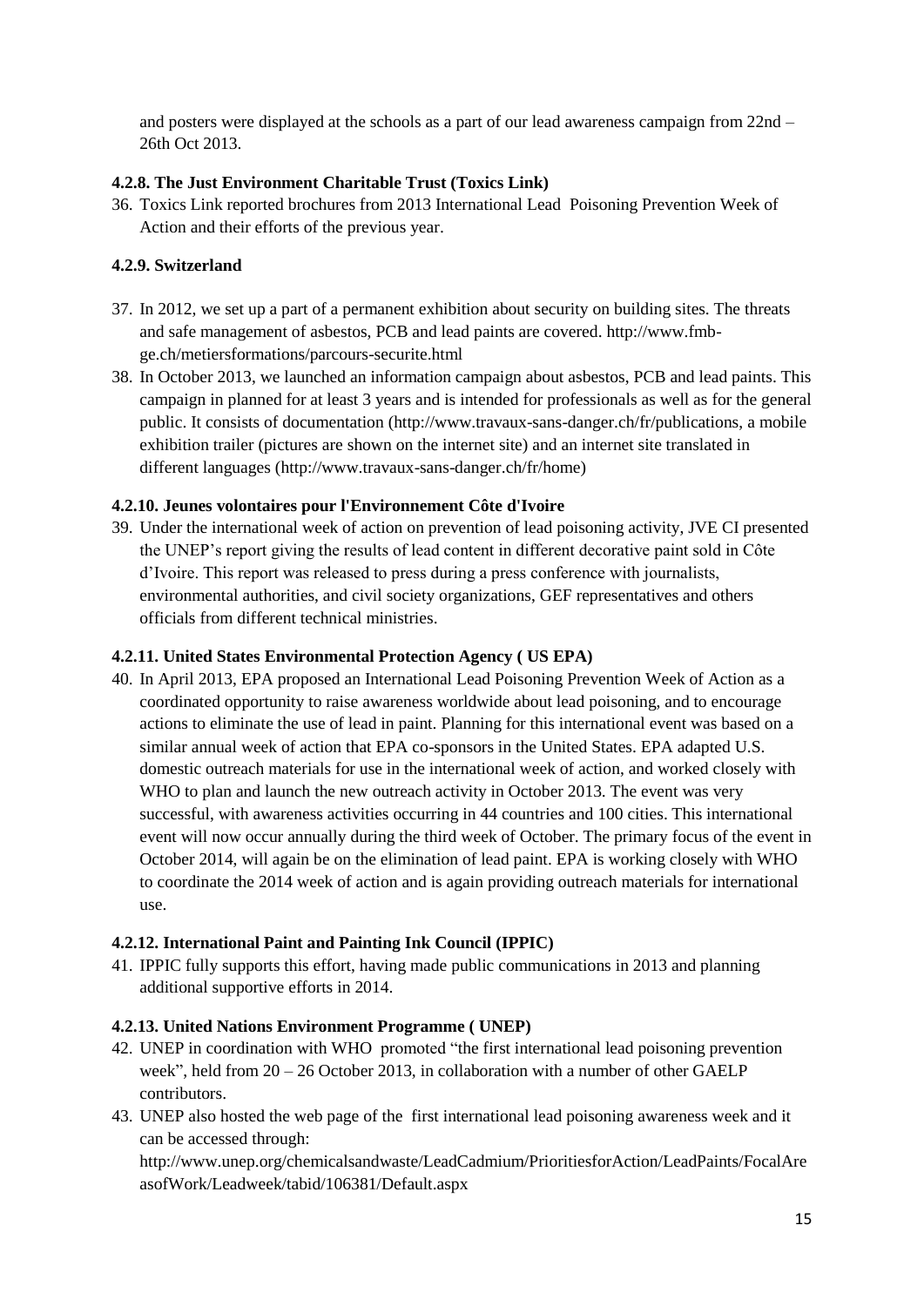and posters were displayed at the schools as a part of our lead awareness campaign from 22nd – 26th Oct 2013.

#### 4.2.8. The Just Environment Charitable Trust (Toxics Link)

36. Toxics Link reported brochures from 2013 International Lead Poisoning Prevention Week of Action and their efforts of the previous year.

#### 4.2.9. Switzerland

37. In 2012, we set up a part of a permanent exhibition about security on building sites. The threats and safe management of asbestos, PCB and lead paints are covered. http://www.fmb-ge.ch/metiersformations/parcours-securite.html
38. In October 2013, we launched an information campaign about asbestos, PCB and lead paints. This campaign in planned for at least 3 years and is intended for professionals as well as for the general public. It consists of documentation (http://www.travaux-sans-danger.ch/fr/publications, a mobile exhibition trailer (pictures are shown on the internet site) and an internet site translated in different languages (http://www.travaux-sans-danger.ch/fr/home)

#### 4.2.10. Jeunes volontaires pour l'Environnement Côte d'Ivoire

39. Under the international week of action on prevention of lead poisoning activity, JVE CI presented the UNEP's report giving the results of lead content in different decorative paint sold in Côte d'Ivoire. This report was released to press during a press conference with journalists, environmental authorities, and civil society organizations, GEF representatives and others officials from different technical ministries.

#### 4.2.11. United States Environmental Protection Agency ( US EPA)

40. In April 2013, EPA proposed an International Lead Poisoning Prevention Week of Action as a coordinated opportunity to raise awareness worldwide about lead poisoning, and to encourage actions to eliminate the use of lead in paint. Planning for this international event was based on a similar annual week of action that EPA co-sponsors in the United States. EPA adapted U.S. domestic outreach materials for use in the international week of action, and worked closely with WHO to plan and launch the new outreach activity in October 2013. The event was very successful, with awareness activities occurring in 44 countries and 100 cities. This international event will now occur annually during the third week of October. The primary focus of the event in October 2014, will again be on the elimination of lead paint. EPA is working closely with WHO to coordinate the 2014 week of action and is again providing outreach materials for international use.

#### 4.2.12. International Paint and Painting Ink Council (IPPIC)

41. IPPIC fully supports this effort, having made public communications in 2013 and planning additional supportive efforts in 2014.

#### 4.2.13. United Nations Environment Programme ( UNEP)

42. UNEP in coordination with WHO promoted "the first international lead poisoning prevention week", held from 20 – 26 October 2013, in collaboration with a number of other GAELP contributors.
43. UNEP also hosted the web page of the first international lead poisoning awareness week and it can be accessed through: http://www.unep.org/chemicalsandwaste/LeadCadmium/PrioritiesforAction/LeadPaints/FocalAreasofWork/Leadweek/tabid/106381/Default.aspx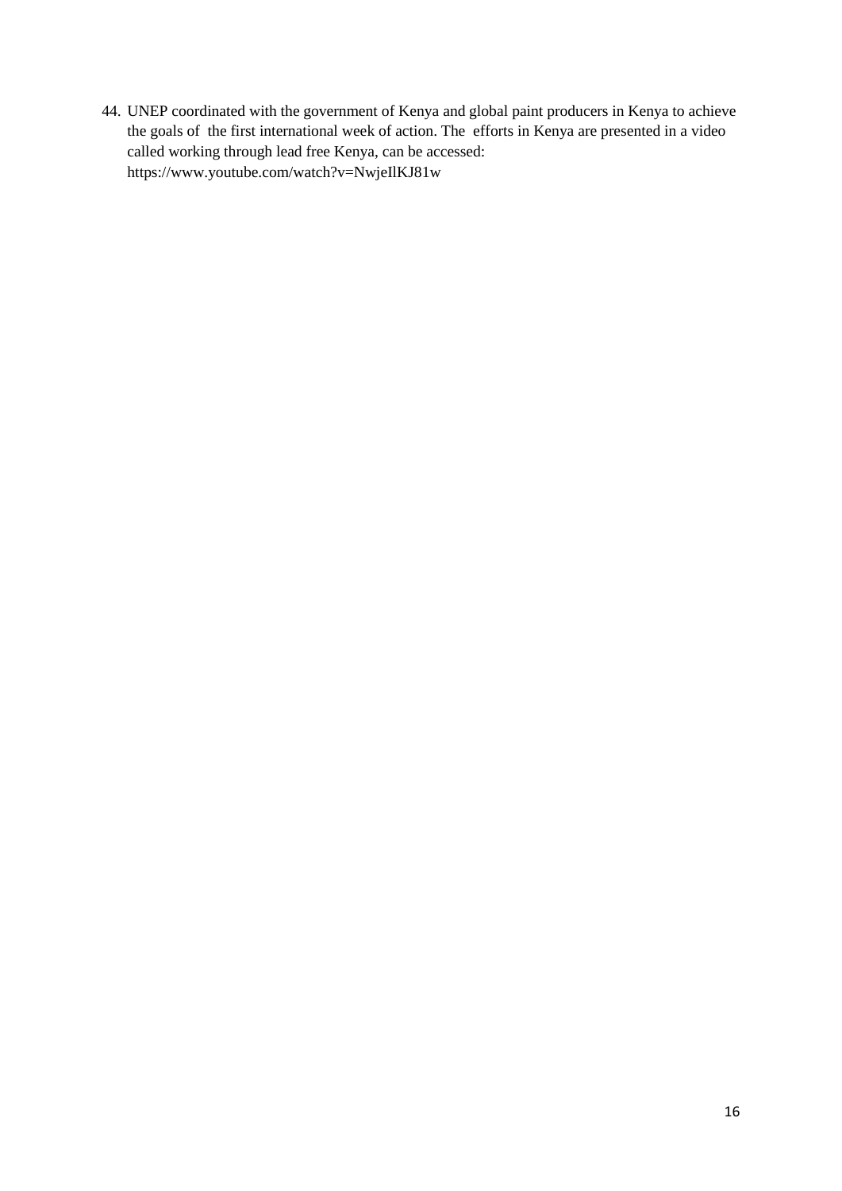44. UNEP coordinated with the government of Kenya and global paint producers in Kenya to achieve the goals of  the first international week of action. The  efforts in Kenya are presented in a video called working through lead free Kenya, can be accessed: https://www.youtube.com/watch?v=NwjeIlKJ81w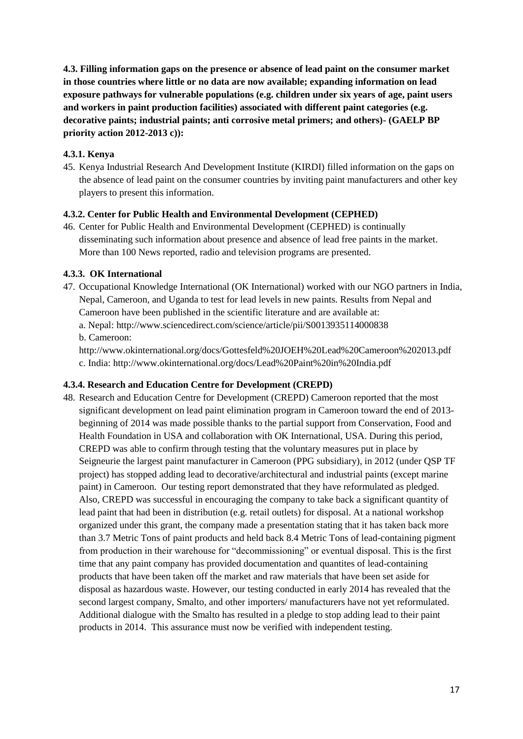**4.3. Filling information gaps on the presence or absence of lead paint on the consumer market in those countries where little or no data are now available; expanding information on lead exposure pathways for vulnerable populations (e.g. children under six years of age, paint users and workers in paint production facilities) associated with different paint categories (e.g. decorative paints; industrial paints; anti corrosive metal primers; and others)- (GAELP BP priority action 2012-2013 c)):**

#### 4.3.1. Kenya

45. Kenya Industrial Research And Development Institute (KIRDI) filled information on the gaps on the absence of lead paint on the consumer countries by inviting paint manufacturers and other key players to present this information.

#### 4.3.2. Center for Public Health and Environmental Development (CEPHED)

46. Center for Public Health and Environmental Development (CEPHED) is continually disseminating such information about presence and absence of lead free paints in the market. More than 100 News reported, radio and television programs are presented.

#### 4.3.3. OK International

47. Occupational Knowledge International (OK International) worked with our NGO partners in India, Nepal, Cameroon, and Uganda to test for lead levels in new paints. Results from Nepal and Cameroon have been published in the scientific literature and are available at:
    a. Nepal: http://www.sciencedirect.com/science/article/pii/S0013935114000838
    b. Cameroon:
    http://www.okinternational.org/docs/Gottesfeld%20JOEH%20Lead%20Cameroon%202013.pdf
    c. India: http://www.okinternational.org/docs/Lead%20Paint%20in%20India.pdf

#### 4.3.4. Research and Education Centre for Development (CREPD)

48. Research and Education Centre for Development (CREPD) Cameroon reported that the most significant development on lead paint elimination program in Cameroon toward the end of 2013-beginning of 2014 was made possible thanks to the partial support from Conservation, Food and Health Foundation in USA and collaboration with OK International, USA. During this period, CREPD was able to confirm through testing that the voluntary measures put in place by Seigneurie the largest paint manufacturer in Cameroon (PPG subsidiary), in 2012 (under QSP TF project) has stopped adding lead to decorative/architectural and industrial paints (except marine paint) in Cameroon. Our testing report demonstrated that they have reformulated as pledged. Also, CREPD was successful in encouraging the company to take back a significant quantity of lead paint that had been in distribution (e.g. retail outlets) for disposal. At a national workshop organized under this grant, the company made a presentation stating that it has taken back more than 3.7 Metric Tons of paint products and held back 8.4 Metric Tons of lead-containing pigment from production in their warehouse for "decommissioning" or eventual disposal. This is the first time that any paint company has provided documentation and quantites of lead-containing products that have been taken off the market and raw materials that have been set aside for disposal as hazardous waste. However, our testing conducted in early 2014 has revealed that the second largest company, Smalto, and other importers/ manufacturers have not yet reformulated. Additional dialogue with the Smalto has resulted in a pledge to stop adding lead to their paint products in 2014. This assurance must now be verified with independent testing.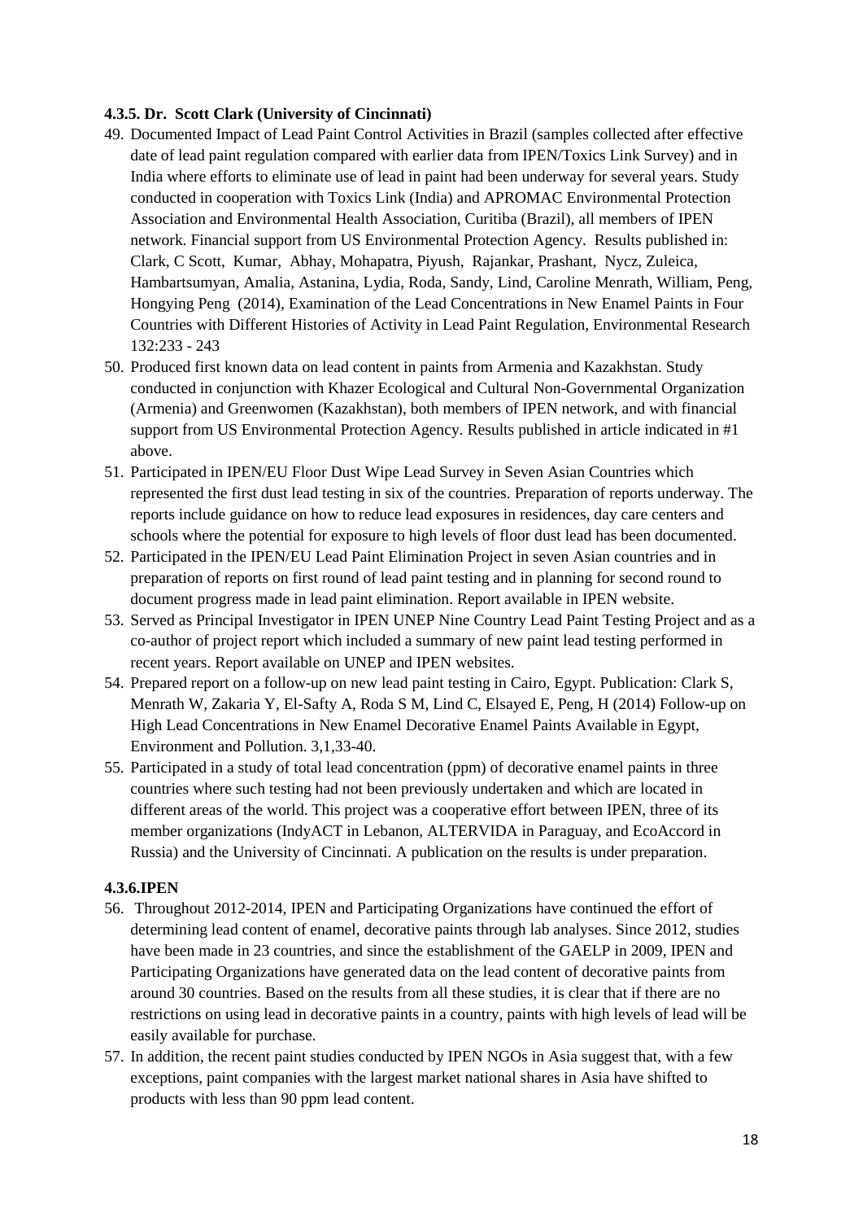#### 4.3.5. Dr. Scott Clark (University of Cincinnati)

49. Documented Impact of Lead Paint Control Activities in Brazil (samples collected after effective date of lead paint regulation compared with earlier data from IPEN/Toxics Link Survey) and in India where efforts to eliminate use of lead in paint had been underway for several years. Study conducted in cooperation with Toxics Link (India) and APROMAC Environmental Protection Association and Environmental Health Association, Curitiba (Brazil), all members of IPEN network. Financial support from US Environmental Protection Agency. Results published in: Clark, C Scott, Kumar, Abhay, Mohapatra, Piyush, Rajankar, Prashant, Nycz, Zuleica, Hambartsumyan, Amalia, Astanina, Lydia, Roda, Sandy, Lind, Caroline Menrath, William, Peng, Hongying Peng (2014), Examination of the Lead Concentrations in New Enamel Paints in Four Countries with Different Histories of Activity in Lead Paint Regulation, Environmental Research 132:233 - 243
50. Produced first known data on lead content in paints from Armenia and Kazakhstan. Study conducted in conjunction with Khazer Ecological and Cultural Non-Governmental Organization (Armenia) and Greenwomen (Kazakhstan), both members of IPEN network, and with financial support from US Environmental Protection Agency. Results published in article indicated in #1 above.
51. Participated in IPEN/EU Floor Dust Wipe Lead Survey in Seven Asian Countries which represented the first dust lead testing in six of the countries. Preparation of reports underway. The reports include guidance on how to reduce lead exposures in residences, day care centers and schools where the potential for exposure to high levels of floor dust lead has been documented.
52. Participated in the IPEN/EU Lead Paint Elimination Project in seven Asian countries and in preparation of reports on first round of lead paint testing and in planning for second round to document progress made in lead paint elimination. Report available in IPEN website.
53. Served as Principal Investigator in IPEN UNEP Nine Country Lead Paint Testing Project and as a co-author of project report which included a summary of new paint lead testing performed in recent years. Report available on UNEP and IPEN websites.
54. Prepared report on a follow-up on new lead paint testing in Cairo, Egypt. Publication: Clark S, Menrath W, Zakaria Y, El-Safty A, Roda S M, Lind C, Elsayed E, Peng, H (2014) Follow-up on High Lead Concentrations in New Enamel Decorative Enamel Paints Available in Egypt, Environment and Pollution. 3,1,33-40.
55. Participated in a study of total lead concentration (ppm) of decorative enamel paints in three countries where such testing had not been previously undertaken and which are located in different areas of the world. This project was a cooperative effort between IPEN, three of its member organizations (IndyACT in Lebanon, ALTERVIDA in Paraguay, and EcoAccord in Russia) and the University of Cincinnati. A publication on the results is under preparation.

#### 4.3.6. IPEN

56. Throughout 2012-2014, IPEN and Participating Organizations have continued the effort of determining lead content of enamel, decorative paints through lab analyses. Since 2012, studies have been made in 23 countries, and since the establishment of the GAELP in 2009, IPEN and Participating Organizations have generated data on the lead content of decorative paints from around 30 countries. Based on the results from all these studies, it is clear that if there are no restrictions on using lead in decorative paints in a country, paints with high levels of lead will be easily available for purchase.
57. In addition, the recent paint studies conducted by IPEN NGOs in Asia suggest that, with a few exceptions, paint companies with the largest market national shares in Asia have shifted to products with less than 90 ppm lead content.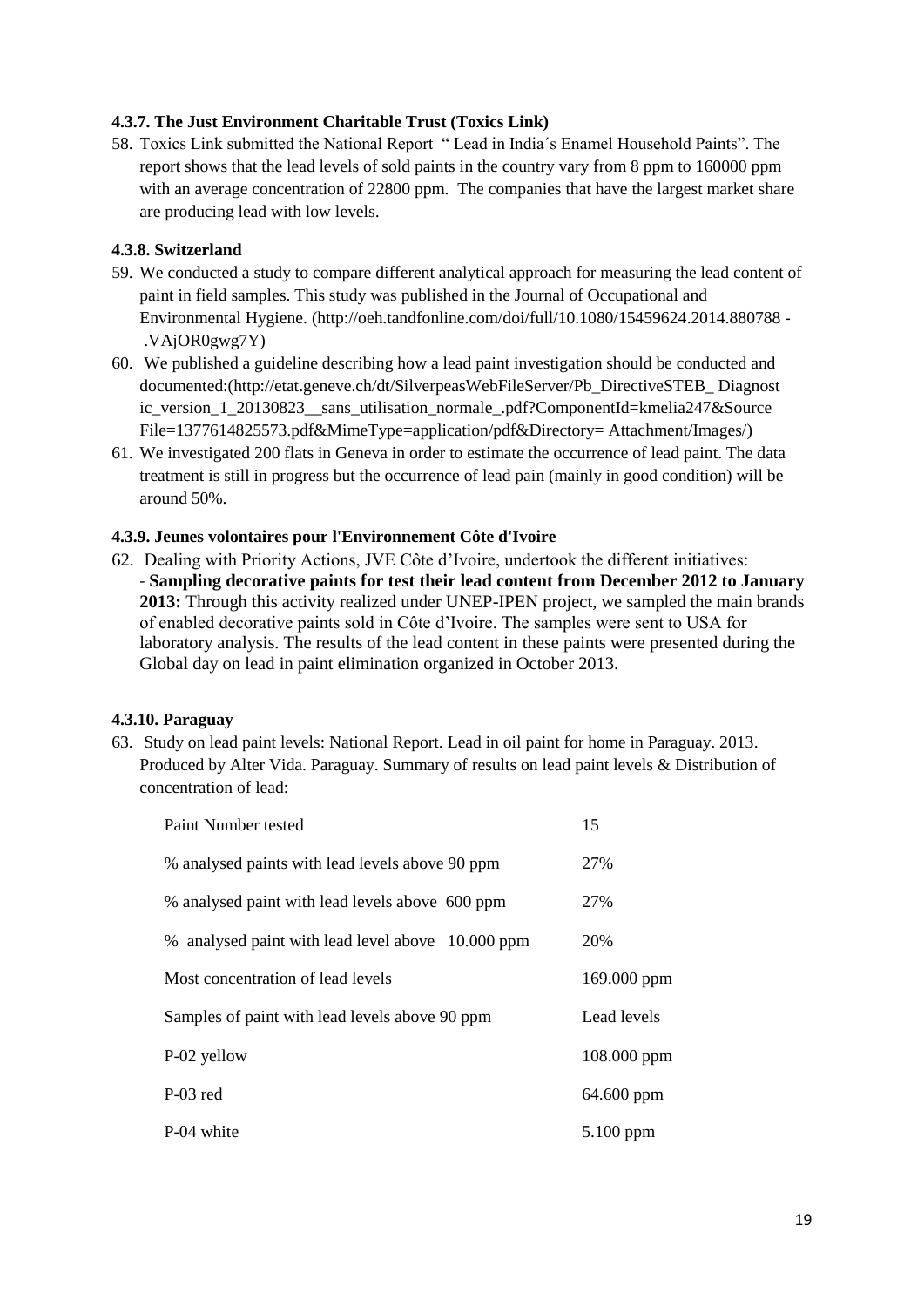#### 4.3.7. The Just Environment Charitable Trust (Toxics Link)

58. Toxics Link submitted the National Report " Lead in India´s Enamel Household Paints". The report shows that the lead levels of sold paints in the country vary from 8 ppm to 160000 ppm with an average concentration of 22800 ppm. The companies that have the largest market share are producing lead with low levels.

#### 4.3.8. Switzerland

59. We conducted a study to compare different analytical approach for measuring the lead content of paint in field samples. This study was published in the Journal of Occupational and Environmental Hygiene. (http://oeh.tandfonline.com/doi/full/10.1080/15459624.2014.880788 - .VAjOR0gwg7Y)
60. We published a guideline describing how a lead paint investigation should be conducted and documented:(http://etat.geneve.ch/dt/SilverpeasWebFileServer/Pb_DirectiveSTEB_ Diagnostic_version_1_20130823__sans_utilisation_normale_.pdf?ComponentId=kmelia247&SourceFile=1377614825573.pdf&MimeType=application/pdf&Directory= Attachment/Images/)
61. We investigated 200 flats in Geneva in order to estimate the occurrence of lead paint. The data treatment is still in progress but the occurrence of lead pain (mainly in good condition) will be around 50%.

#### 4.3.9. Jeunes volontaires pour l'Environnement Côte d'Ivoire

62. Dealing with Priority Actions, JVE Côte d'Ivoire, undertook the different initiatives:
    - **Sampling decorative paints for test their lead content from December 2012 to January 2013:** Through this activity realized under UNEP-IPEN project, we sampled the main brands of enabled decorative paints sold in Côte d'Ivoire. The samples were sent to USA for laboratory analysis. The results of the lead content in these paints were presented during the Global day on lead in paint elimination organized in October 2013.

#### 4.3.10. Paraguay

63. Study on lead paint levels: National Report. Lead in oil paint for home in Paraguay. 2013. Produced by Alter Vida. Paraguay. Summary of results on lead paint levels & Distribution of concentration of lead:

| | |
|---|---|
| Paint Number tested | 15 |
| % analysed paints with lead levels above 90 ppm | 27% |
| % analysed paint with lead levels above 600 ppm | 27% |
| % analysed paint with lead level above 10.000 ppm | 20% |
| Most concentration of lead levels | 169.000 ppm |
| Samples of paint with lead levels above 90 ppm | Lead levels |
| P-02 yellow | 108.000 ppm |
| P-03 red | 64.600 ppm |
| P-04 white | 5.100 ppm |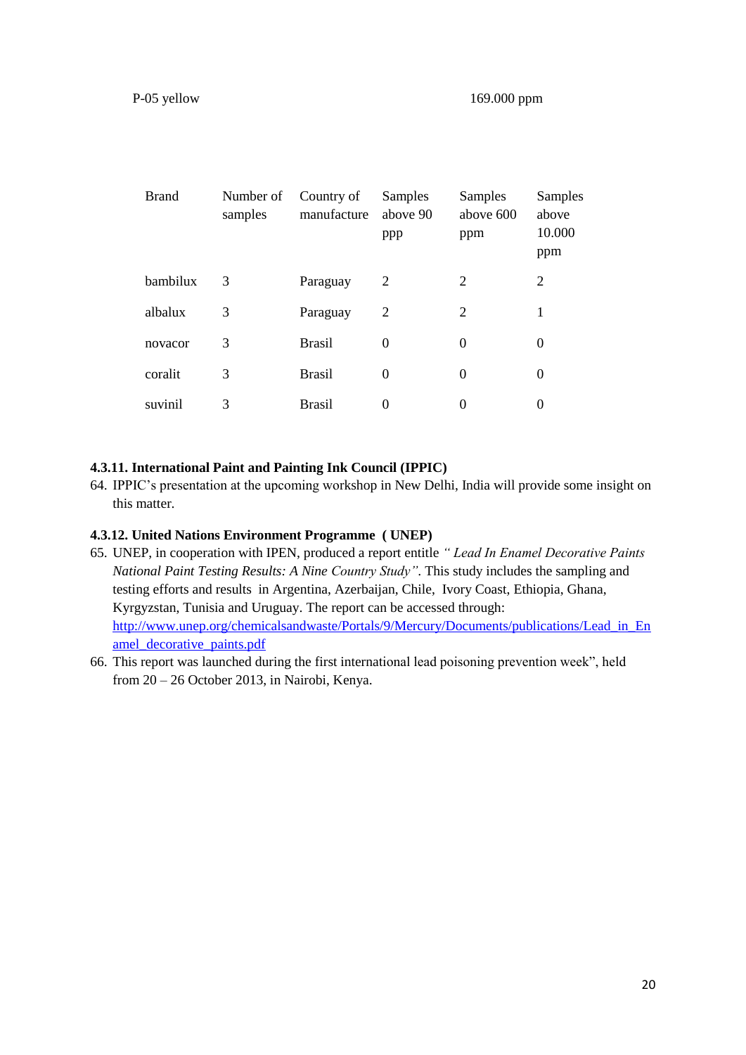P-05 yellow 169.000 ppm

| Brand | Number of samples | Country of manufacture | Samples above 90 ppp | Samples above 600 ppm | Samples above 10.000 ppm |
|---|---|---|---|---|---|
| bambilux | 3 | Paraguay | 2 | 2 | 2 |
| albalux | 3 | Paraguay | 2 | 2 | 1 |
| novacor | 3 | Brasil | 0 | 0 | 0 |
| coralit | 3 | Brasil | 0 | 0 | 0 |
| suvinil | 3 | Brasil | 0 | 0 | 0 |

#### 4.3.11. International Paint and Painting Ink Council (IPPIC)

64. IPPIC's presentation at the upcoming workshop in New Delhi, India will provide some insight on this matter.

#### 4.3.12. United Nations Environment Programme ( UNEP)

65. UNEP, in cooperation with IPEN, produced a report entitle *" Lead In Enamel Decorative Paints National Paint Testing Results: A Nine Country Study"*. This study includes the sampling and testing efforts and results in Argentina, Azerbaijan, Chile, Ivory Coast, Ethiopia, Ghana, Kyrgyzstan, Tunisia and Uruguay. The report can be accessed through: http://www.unep.org/chemicalsandwaste/Portals/9/Mercury/Documents/publications/Lead_in_Enamel_decorative_paints.pdf
66. This report was launched during the first international lead poisoning prevention week", held from 20 – 26 October 2013, in Nairobi, Kenya.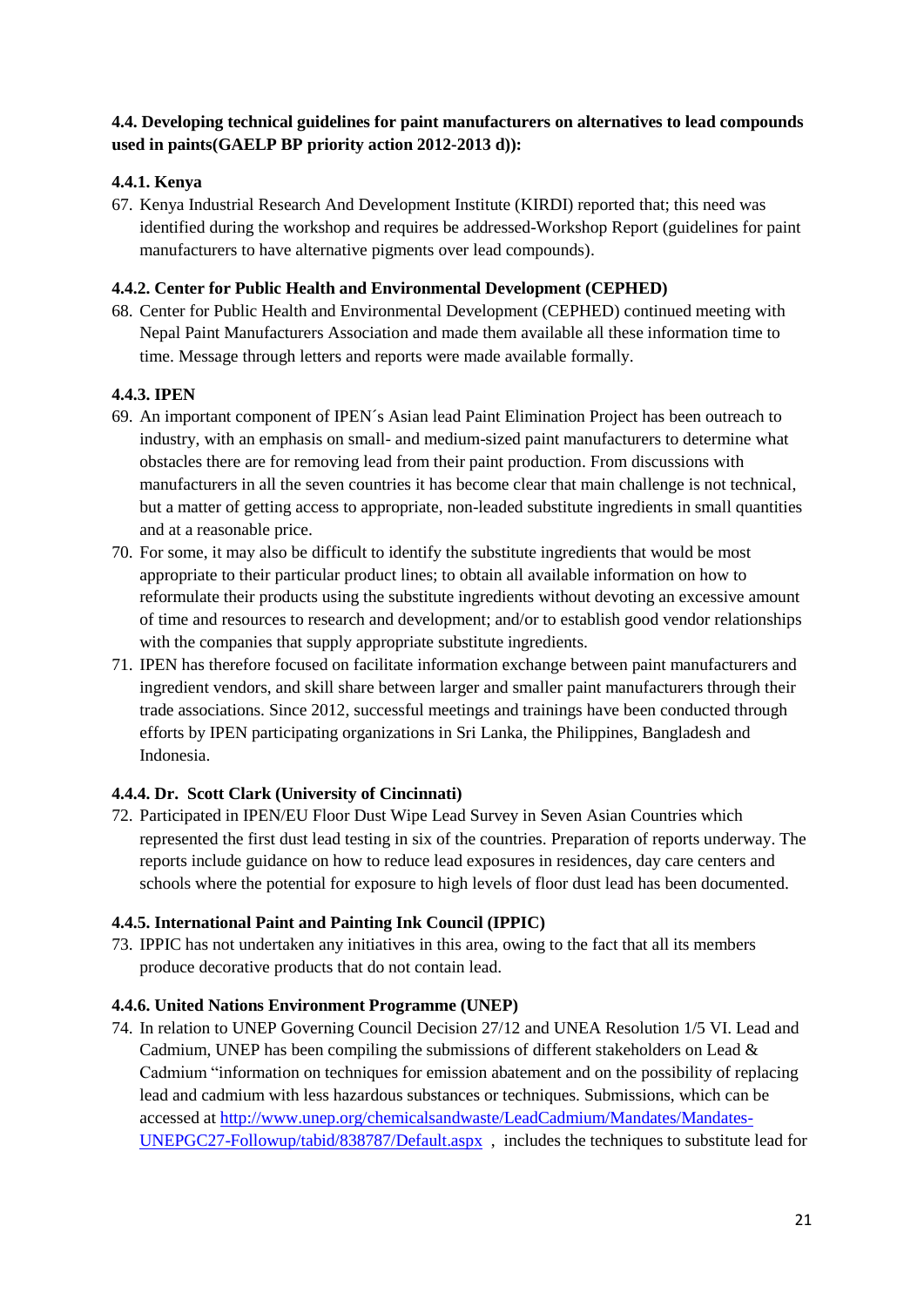**4.4. Developing technical guidelines for paint manufacturers on alternatives to lead compounds used in paints(GAELP BP priority action 2012-2013 d)):**

**4.4.1. Kenya**

67. Kenya Industrial Research And Development Institute (KIRDI) reported that; this need was identified during the workshop and requires be addressed-Workshop Report (guidelines for paint manufacturers to have alternative pigments over lead compounds).

**4.4.2. Center for Public Health and Environmental Development (CEPHED)**

68. Center for Public Health and Environmental Development (CEPHED) continued meeting with Nepal Paint Manufacturers Association and made them available all these information time to time. Message through letters and reports were made available formally.

**4.4.3. IPEN**

69. An important component of IPEN´s Asian lead Paint Elimination Project has been outreach to industry, with an emphasis on small- and medium-sized paint manufacturers to determine what obstacles there are for removing lead from their paint production. From discussions with manufacturers in all the seven countries it has become clear that main challenge is not technical, but a matter of getting access to appropriate, non-leaded substitute ingredients in small quantities and at a reasonable price.
70. For some, it may also be difficult to identify the substitute ingredients that would be most appropriate to their particular product lines; to obtain all available information on how to reformulate their products using the substitute ingredients without devoting an excessive amount of time and resources to research and development; and/or to establish good vendor relationships with the companies that supply appropriate substitute ingredients.
71. IPEN has therefore focused on facilitate information exchange between paint manufacturers and ingredient vendors, and skill share between larger and smaller paint manufacturers through their trade associations. Since 2012, successful meetings and trainings have been conducted through efforts by IPEN participating organizations in Sri Lanka, the Philippines, Bangladesh and Indonesia.

**4.4.4. Dr. Scott Clark (University of Cincinnati)**

72. Participated in IPEN/EU Floor Dust Wipe Lead Survey in Seven Asian Countries which represented the first dust lead testing in six of the countries. Preparation of reports underway. The reports include guidance on how to reduce lead exposures in residences, day care centers and schools where the potential for exposure to high levels of floor dust lead has been documented.

**4.4.5. International Paint and Painting Ink Council (IPPIC)**

73. IPPIC has not undertaken any initiatives in this area, owing to the fact that all its members produce decorative products that do not contain lead.

**4.4.6. United Nations Environment Programme (UNEP)**

74. In relation to UNEP Governing Council Decision 27/12 and UNEA Resolution 1/5 VI. Lead and Cadmium, UNEP has been compiling the submissions of different stakeholders on Lead & Cadmium "information on techniques for emission abatement and on the possibility of replacing lead and cadmium with less hazardous substances or techniques. Submissions, which can be accessed at [http://www.unep.org/chemicalsandwaste/LeadCadmium/Mandates/Mandates-UNEPGC27-Followup/tabid/838787/Default.aspx](http://www.unep.org/chemicalsandwaste/LeadCadmium/Mandates/Mandates-UNEPGC27-Followup/tabid/838787/Default.aspx) , includes the techniques to substitute lead for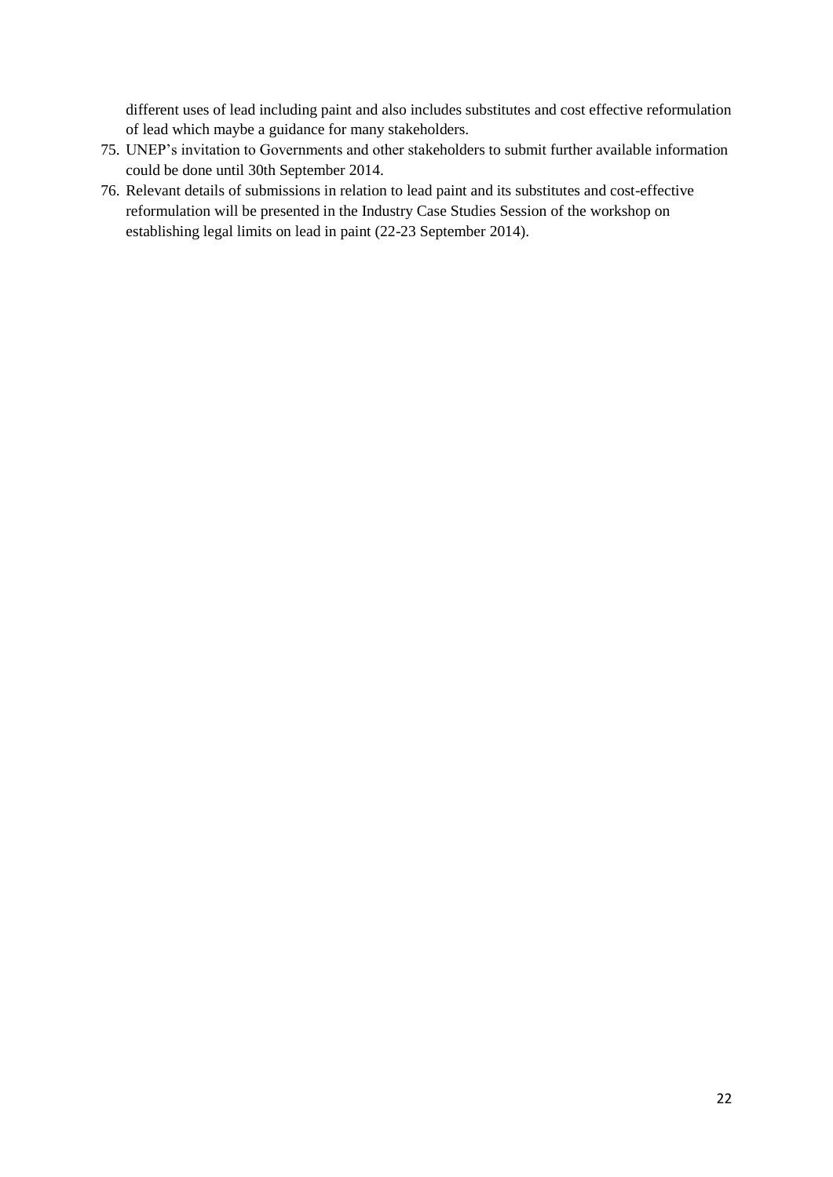different uses of lead including paint and also includes substitutes and cost effective reformulation of lead which maybe a guidance for many stakeholders.

75. UNEP's invitation to Governments and other stakeholders to submit further available information could be done until 30th September 2014.
76. Relevant details of submissions in relation to lead paint and its substitutes and cost-effective reformulation will be presented in the Industry Case Studies Session of the workshop on establishing legal limits on lead in paint (22-23 September 2014).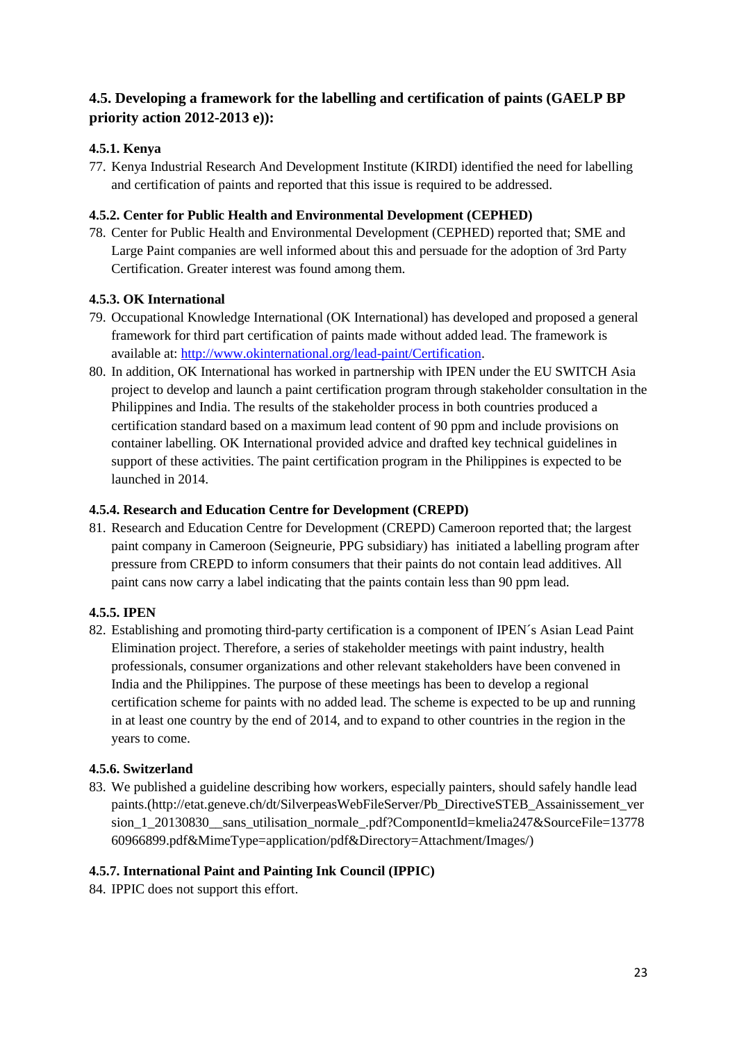### 4.5. Developing a framework for the labelling and certification of paints (GAELP BP priority action 2012-2013 e)):

#### 4.5.1. Kenya

77. Kenya Industrial Research And Development Institute (KIRDI) identified the need for labelling and certification of paints and reported that this issue is required to be addressed.

#### 4.5.2. Center for Public Health and Environmental Development (CEPHED)

78. Center for Public Health and Environmental Development (CEPHED) reported that; SME and Large Paint companies are well informed about this and persuade for the adoption of 3rd Party Certification. Greater interest was found among them.

#### 4.5.3. OK International

79. Occupational Knowledge International (OK International) has developed and proposed a general framework for third part certification of paints made without added lead. The framework is available at: http://www.okinternational.org/lead-paint/Certification.
80. In addition, OK International has worked in partnership with IPEN under the EU SWITCH Asia project to develop and launch a paint certification program through stakeholder consultation in the Philippines and India. The results of the stakeholder process in both countries produced a certification standard based on a maximum lead content of 90 ppm and include provisions on container labelling. OK International provided advice and drafted key technical guidelines in support of these activities. The paint certification program in the Philippines is expected to be launched in 2014.

#### 4.5.4. Research and Education Centre for Development (CREPD)

81. Research and Education Centre for Development (CREPD) Cameroon reported that; the largest paint company in Cameroon (Seigneurie, PPG subsidiary) has initiated a labelling program after pressure from CREPD to inform consumers that their paints do not contain lead additives. All paint cans now carry a label indicating that the paints contain less than 90 ppm lead.

#### 4.5.5. IPEN

82. Establishing and promoting third-party certification is a component of IPEN´s Asian Lead Paint Elimination project. Therefore, a series of stakeholder meetings with paint industry, health professionals, consumer organizations and other relevant stakeholders have been convened in India and the Philippines. The purpose of these meetings has been to develop a regional certification scheme for paints with no added lead. The scheme is expected to be up and running in at least one country by the end of 2014, and to expand to other countries in the region in the years to come.

#### 4.5.6. Switzerland

83. We published a guideline describing how workers, especially painters, should safely handle lead paints.(http://etat.geneve.ch/dt/SilverpeasWebFileServer/Pb_DirectiveSTEB_Assainissement_version_1_20130830__sans_utilisation_normale_.pdf?ComponentId=kmelia247&SourceFile=1377860966899.pdf&MimeType=application/pdf&Directory=Attachment/Images/)

#### 4.5.7. International Paint and Painting Ink Council (IPPIC)

84. IPPIC does not support this effort.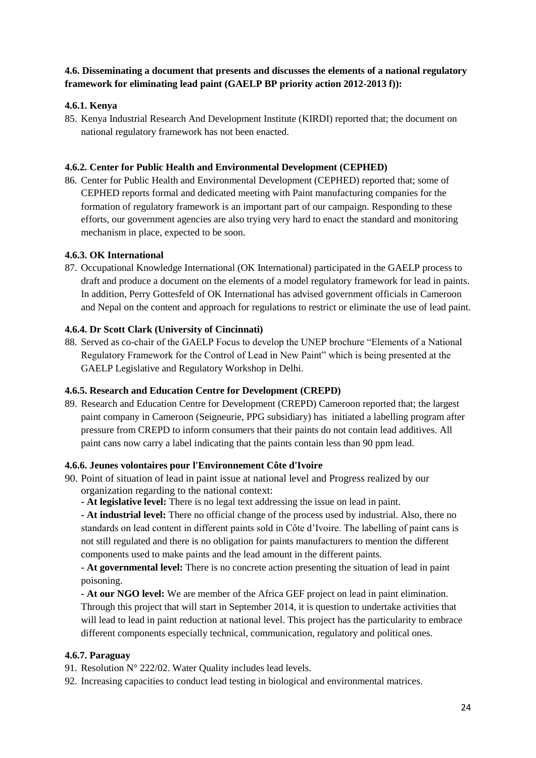**4.6. Disseminating a document that presents and discusses the elements of a national regulatory framework for eliminating lead paint (GAELP BP priority action 2012-2013 f)):**

**4.6.1. Kenya**

85. Kenya Industrial Research And Development Institute (KIRDI) reported that; the document on national regulatory framework has not been enacted.

**4.6.2. Center for Public Health and Environmental Development (CEPHED)**

86. Center for Public Health and Environmental Development (CEPHED) reported that; some of CEPHED reports formal and dedicated meeting with Paint manufacturing companies for the formation of regulatory framework is an important part of our campaign. Responding to these efforts, our government agencies are also trying very hard to enact the standard and monitoring mechanism in place, expected to be soon.

**4.6.3. OK International**

87. Occupational Knowledge International (OK International) participated in the GAELP process to draft and produce a document on the elements of a model regulatory framework for lead in paints. In addition, Perry Gottesfeld of OK International has advised government officials in Cameroon and Nepal on the content and approach for regulations to restrict or eliminate the use of lead paint.

**4.6.4. Dr Scott Clark (University of Cincinnati)**

88. Served as co-chair of the GAELP Focus to develop the UNEP brochure "Elements of a National Regulatory Framework for the Control of Lead in New Paint" which is being presented at the GAELP Legislative and Regulatory Workshop in Delhi.

**4.6.5. Research and Education Centre for Development (CREPD)**

89. Research and Education Centre for Development (CREPD) Cameroon reported that; the largest paint company in Cameroon (Seigneurie, PPG subsidiary) has initiated a labelling program after pressure from CREPD to inform consumers that their paints do not contain lead additives. All paint cans now carry a label indicating that the paints contain less than 90 ppm lead.

**4.6.6. Jeunes volontaires pour l'Environnement Côte d'Ivoire**

90. Point of situation of lead in paint issue at national level and Progress realized by our organization regarding to the national context:

    **- At legislative level:** There is no legal text addressing the issue on lead in paint.

    **- At industrial level:** There no official change of the process used by industrial. Also, there no standards on lead content in different paints sold in Côte d'Ivoire. The labelling of paint cans is not still regulated and there is no obligation for paints manufacturers to mention the different components used to make paints and the lead amount in the different paints.

    **- At governmental level:** There is no concrete action presenting the situation of lead in paint poisoning.

    **- At our NGO level:** We are member of the Africa GEF project on lead in paint elimination. Through this project that will start in September 2014, it is question to undertake activities that will lead to lead in paint reduction at national level. This project has the particularity to embrace different components especially technical, communication, regulatory and political ones.

**4.6.7. Paraguay**

91. Resolution N° 222/02. Water Quality includes lead levels.
92. Increasing capacities to conduct lead testing in biological and environmental matrices.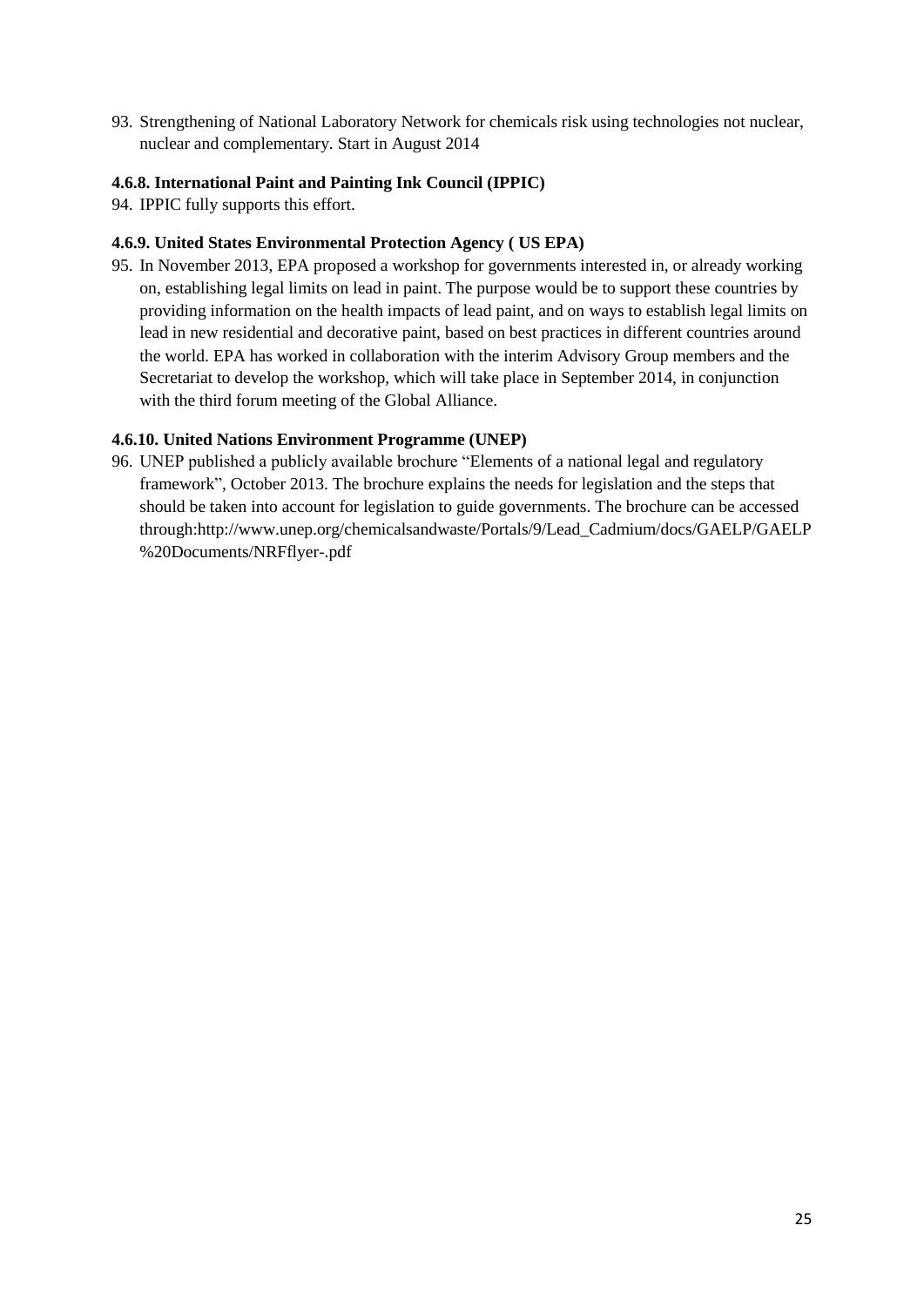93. Strengthening of National Laboratory Network for chemicals risk using technologies not nuclear, nuclear and complementary. Start in August 2014

#### 4.6.8. International Paint and Painting Ink Council (IPPIC)

94. IPPIC fully supports this effort.

#### 4.6.9. United States Environmental Protection Agency ( US EPA)

95. In November 2013, EPA proposed a workshop for governments interested in, or already working on, establishing legal limits on lead in paint. The purpose would be to support these countries by providing information on the health impacts of lead paint, and on ways to establish legal limits on lead in new residential and decorative paint, based on best practices in different countries around the world. EPA has worked in collaboration with the interim Advisory Group members and the Secretariat to develop the workshop, which will take place in September 2014, in conjunction with the third forum meeting of the Global Alliance.

#### 4.6.10. United Nations Environment Programme (UNEP)

96. UNEP published a publicly available brochure "Elements of a national legal and regulatory framework", October 2013. The brochure explains the needs for legislation and the steps that should be taken into account for legislation to guide governments. The brochure can be accessed through:http://www.unep.org/chemicalsandwaste/Portals/9/Lead_Cadmium/docs/GAELP/GAELP%20Documents/NRFflyer-.pdf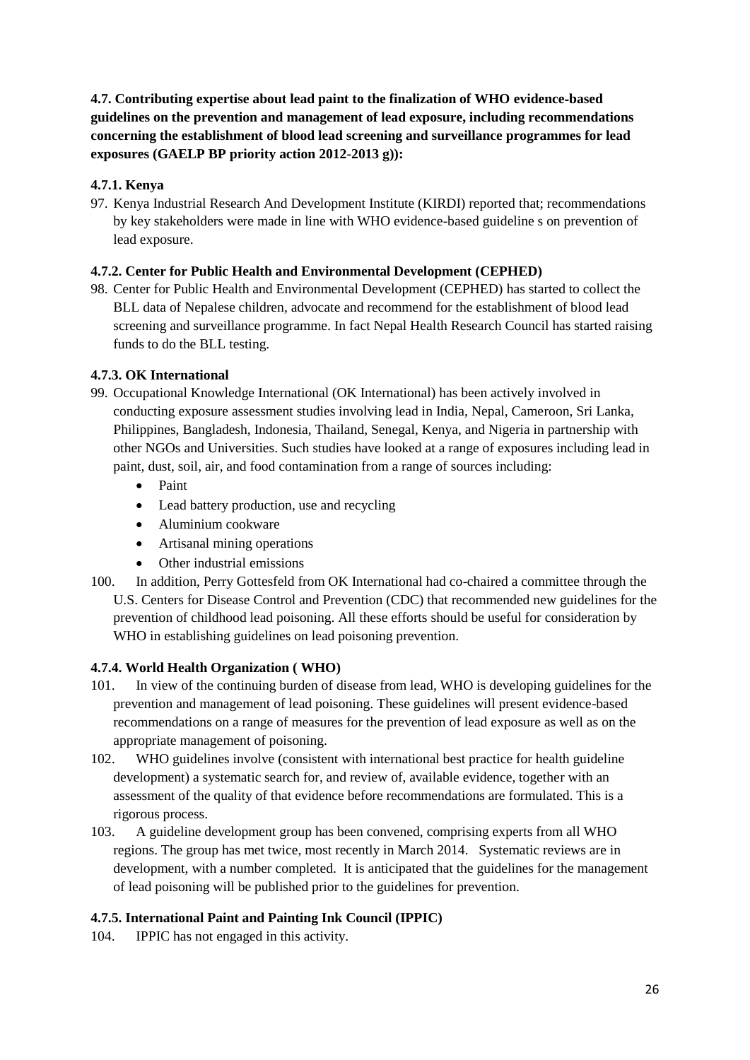**4.7. Contributing expertise about lead paint to the finalization of WHO evidence-based guidelines on the prevention and management of lead exposure, including recommendations concerning the establishment of blood lead screening and surveillance programmes for lead exposures (GAELP BP priority action 2012-2013 g)):**

**4.7.1. Kenya**

97. Kenya Industrial Research And Development Institute (KIRDI) reported that; recommendations by key stakeholders were made in line with WHO evidence-based guideline s on prevention of lead exposure.

**4.7.2. Center for Public Health and Environmental Development (CEPHED)**

98. Center for Public Health and Environmental Development (CEPHED) has started to collect the BLL data of Nepalese children, advocate and recommend for the establishment of blood lead screening and surveillance programme. In fact Nepal Health Research Council has started raising funds to do the BLL testing.

**4.7.3. OK International**

99. Occupational Knowledge International (OK International) has been actively involved in conducting exposure assessment studies involving lead in India, Nepal, Cameroon, Sri Lanka, Philippines, Bangladesh, Indonesia, Thailand, Senegal, Kenya, and Nigeria in partnership with other NGOs and Universities. Such studies have looked at a range of exposures including lead in paint, dust, soil, air, and food contamination from a range of sources including:
    - Paint
    - Lead battery production, use and recycling
    - Aluminium cookware
    - Artisanal mining operations
    - Other industrial emissions

100. In addition, Perry Gottesfeld from OK International had co-chaired a committee through the U.S. Centers for Disease Control and Prevention (CDC) that recommended new guidelines for the prevention of childhood lead poisoning. All these efforts should be useful for consideration by WHO in establishing guidelines on lead poisoning prevention.

**4.7.4. World Health Organization ( WHO)**

101. In view of the continuing burden of disease from lead, WHO is developing guidelines for the prevention and management of lead poisoning. These guidelines will present evidence-based recommendations on a range of measures for the prevention of lead exposure as well as on the appropriate management of poisoning.

102. WHO guidelines involve (consistent with international best practice for health guideline development) a systematic search for, and review of, available evidence, together with an assessment of the quality of that evidence before recommendations are formulated. This is a rigorous process.

103. A guideline development group has been convened, comprising experts from all WHO regions. The group has met twice, most recently in March 2014. Systematic reviews are in development, with a number completed. It is anticipated that the guidelines for the management of lead poisoning will be published prior to the guidelines for prevention.

**4.7.5. International Paint and Painting Ink Council (IPPIC)**

104. IPPIC has not engaged in this activity.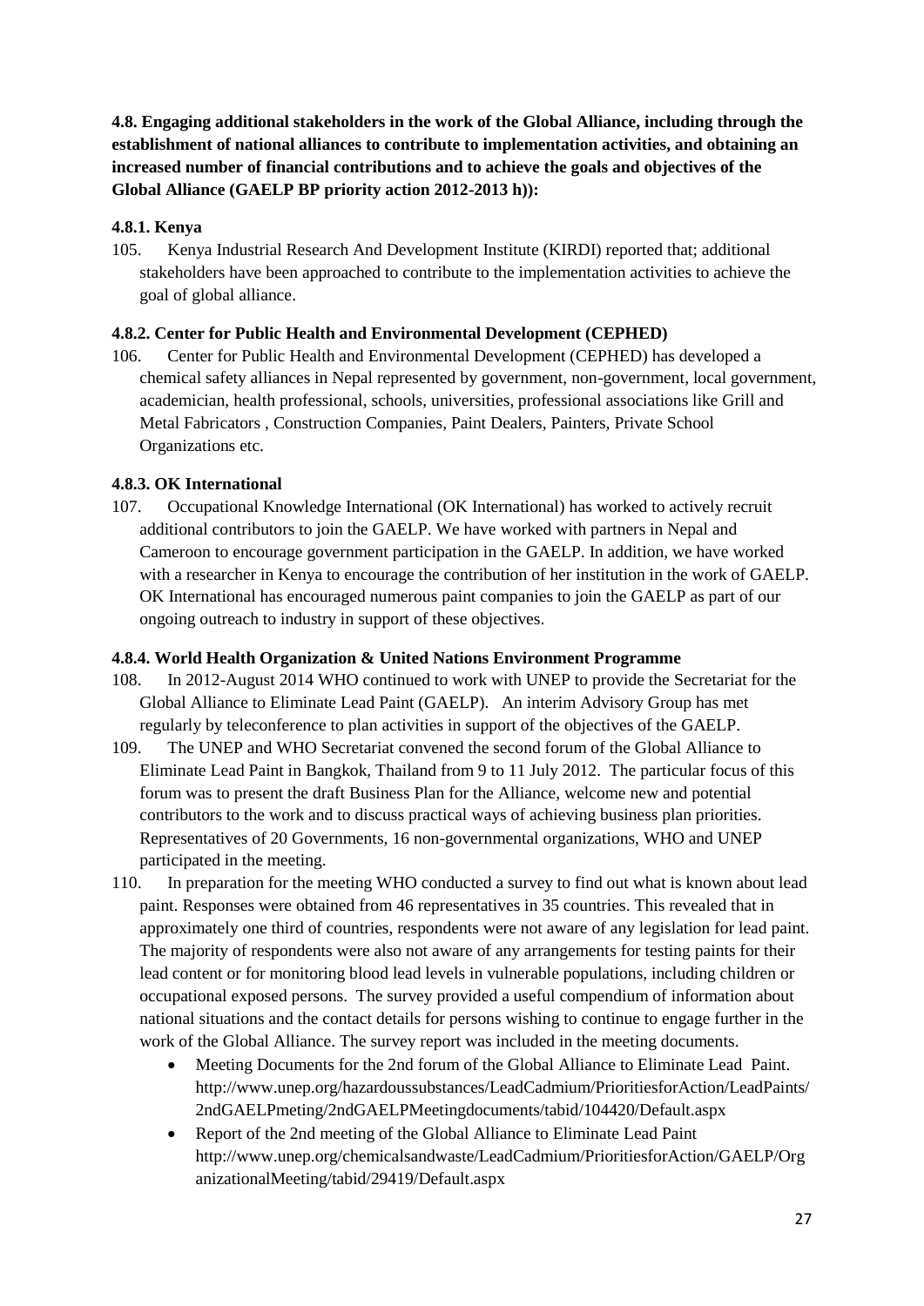**4.8. Engaging additional stakeholders in the work of the Global Alliance, including through the establishment of national alliances to contribute to implementation activities, and obtaining an increased number of financial contributions and to achieve the goals and objectives of the Global Alliance (GAELP BP priority action 2012-2013 h)):**

**4.8.1. Kenya**

105. Kenya Industrial Research And Development Institute (KIRDI) reported that; additional stakeholders have been approached to contribute to the implementation activities to achieve the goal of global alliance.

**4.8.2. Center for Public Health and Environmental Development (CEPHED)**

106. Center for Public Health and Environmental Development (CEPHED) has developed a chemical safety alliances in Nepal represented by government, non-government, local government, academician, health professional, schools, universities, professional associations like Grill and Metal Fabricators , Construction Companies, Paint Dealers, Painters, Private School Organizations etc.

**4.8.3. OK International**

107. Occupational Knowledge International (OK International) has worked to actively recruit additional contributors to join the GAELP. We have worked with partners in Nepal and Cameroon to encourage government participation in the GAELP. In addition, we have worked with a researcher in Kenya to encourage the contribution of her institution in the work of GAELP. OK International has encouraged numerous paint companies to join the GAELP as part of our ongoing outreach to industry in support of these objectives.

**4.8.4. World Health Organization & United Nations Environment Programme**

108. In 2012-August 2014 WHO continued to work with UNEP to provide the Secretariat for the Global Alliance to Eliminate Lead Paint (GAELP). An interim Advisory Group has met regularly by teleconference to plan activities in support of the objectives of the GAELP.

109. The UNEP and WHO Secretariat convened the second forum of the Global Alliance to Eliminate Lead Paint in Bangkok, Thailand from 9 to 11 July 2012. The particular focus of this forum was to present the draft Business Plan for the Alliance, welcome new and potential contributors to the work and to discuss practical ways of achieving business plan priorities. Representatives of 20 Governments, 16 non-governmental organizations, WHO and UNEP participated in the meeting.

110. In preparation for the meeting WHO conducted a survey to find out what is known about lead paint. Responses were obtained from 46 representatives in 35 countries. This revealed that in approximately one third of countries, respondents were not aware of any legislation for lead paint. The majority of respondents were also not aware of any arrangements for testing paints for their lead content or for monitoring blood lead levels in vulnerable populations, including children or occupational exposed persons. The survey provided a useful compendium of information about national situations and the contact details for persons wishing to continue to engage further in the work of the Global Alliance. The survey report was included in the meeting documents.

- Meeting Documents for the 2nd forum of the Global Alliance to Eliminate Lead Paint. http://www.unep.org/hazardoussubstances/LeadCadmium/PrioritiesforAction/LeadPaints/2ndGAELPmeting/2ndGAELPMeetingdocuments/tabid/104420/Default.aspx
- Report of the 2nd meeting of the Global Alliance to Eliminate Lead Paint http://www.unep.org/chemicalsandwaste/LeadCadmium/PrioritiesforAction/GAELP/OrganizationalMeeting/tabid/29419/Default.aspx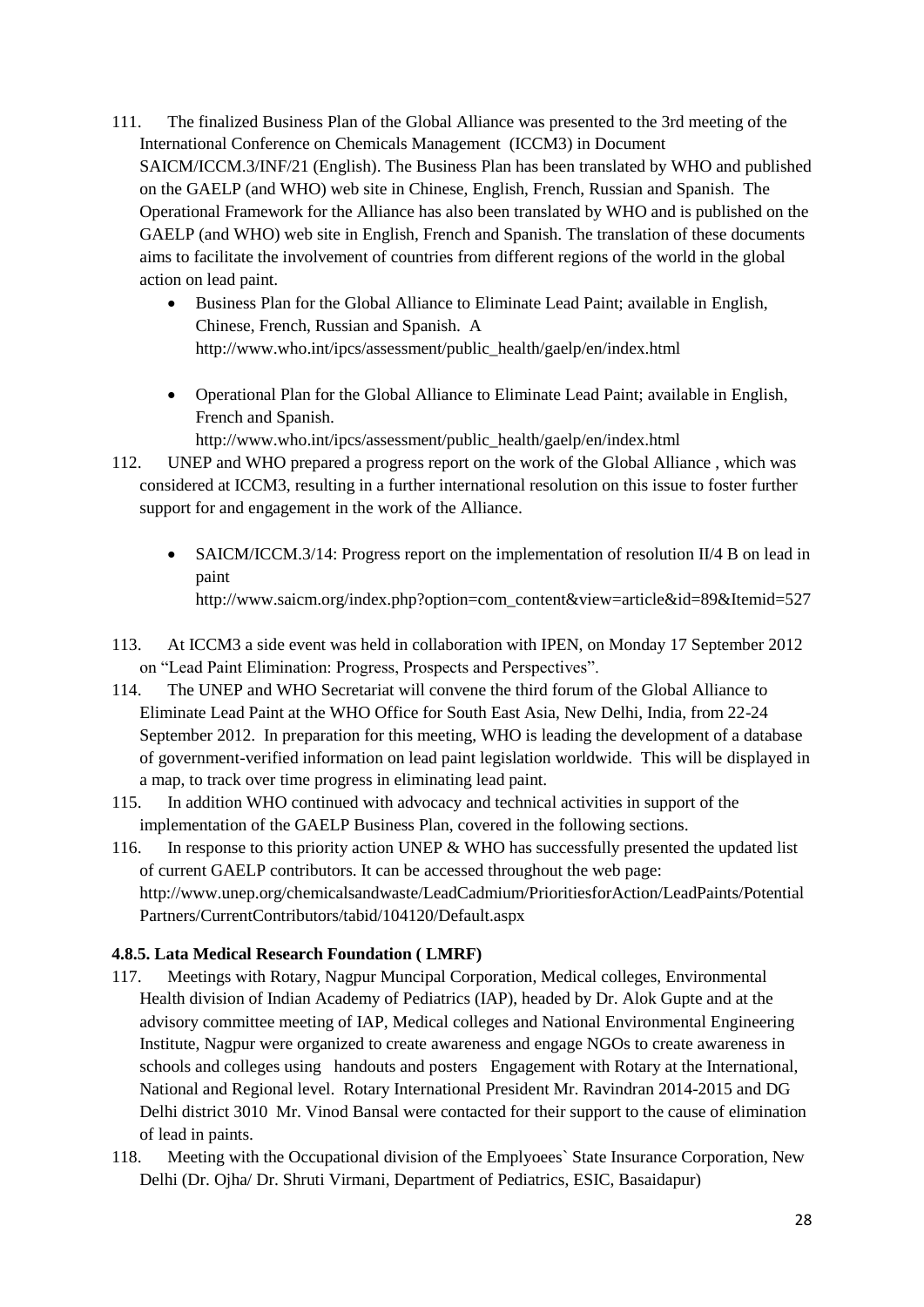111. The finalized Business Plan of the Global Alliance was presented to the 3rd meeting of the International Conference on Chemicals Management (ICCM3) in Document SAICM/ICCM.3/INF/21 (English). The Business Plan has been translated by WHO and published on the GAELP (and WHO) web site in Chinese, English, French, Russian and Spanish. The Operational Framework for the Alliance has also been translated by WHO and is published on the GAELP (and WHO) web site in English, French and Spanish. The translation of these documents aims to facilitate the involvement of countries from different regions of the world in the global action on lead paint.

   - Business Plan for the Global Alliance to Eliminate Lead Paint; available in English, Chinese, French, Russian and Spanish. A http://www.who.int/ipcs/assessment/public_health/gaelp/en/index.html

   - Operational Plan for the Global Alliance to Eliminate Lead Paint; available in English, French and Spanish. http://www.who.int/ipcs/assessment/public_health/gaelp/en/index.html

112. UNEP and WHO prepared a progress report on the work of the Global Alliance , which was considered at ICCM3, resulting in a further international resolution on this issue to foster further support for and engagement in the work of the Alliance.

   - SAICM/ICCM.3/14: Progress report on the implementation of resolution II/4 B on lead in paint http://www.saicm.org/index.php?option=com_content&view=article&id=89&Itemid=527

113. At ICCM3 a side event was held in collaboration with IPEN, on Monday 17 September 2012 on "Lead Paint Elimination: Progress, Prospects and Perspectives".

114. The UNEP and WHO Secretariat will convene the third forum of the Global Alliance to Eliminate Lead Paint at the WHO Office for South East Asia, New Delhi, India, from 22-24 September 2012. In preparation for this meeting, WHO is leading the development of a database of government-verified information on lead paint legislation worldwide. This will be displayed in a map, to track over time progress in eliminating lead paint.

115. In addition WHO continued with advocacy and technical activities in support of the implementation of the GAELP Business Plan, covered in the following sections.

116. In response to this priority action UNEP & WHO has successfully presented the updated list of current GAELP contributors. It can be accessed throughout the web page: http://www.unep.org/chemicalsandwaste/LeadCadmium/PrioritiesforAction/LeadPaints/PotentialPartners/CurrentContributors/tabid/104120/Default.aspx

#### 4.8.5. Lata Medical Research Foundation ( LMRF)

117. Meetings with Rotary, Nagpur Muncipal Corporation, Medical colleges, Environmental Health division of Indian Academy of Pediatrics (IAP), headed by Dr. Alok Gupte and at the advisory committee meeting of IAP, Medical colleges and National Environmental Engineering Institute, Nagpur were organized to create awareness and engage NGOs to create awareness in schools and colleges using handouts and posters Engagement with Rotary at the International, National and Regional level. Rotary International President Mr. Ravindran 2014-2015 and DG Delhi district 3010 Mr. Vinod Bansal were contacted for their support to the cause of elimination of lead in paints.

118. Meeting with the Occupational division of the Emplyoees` State Insurance Corporation, New Delhi (Dr. Ojha/ Dr. Shruti Virmani, Department of Pediatrics, ESIC, Basaidapur)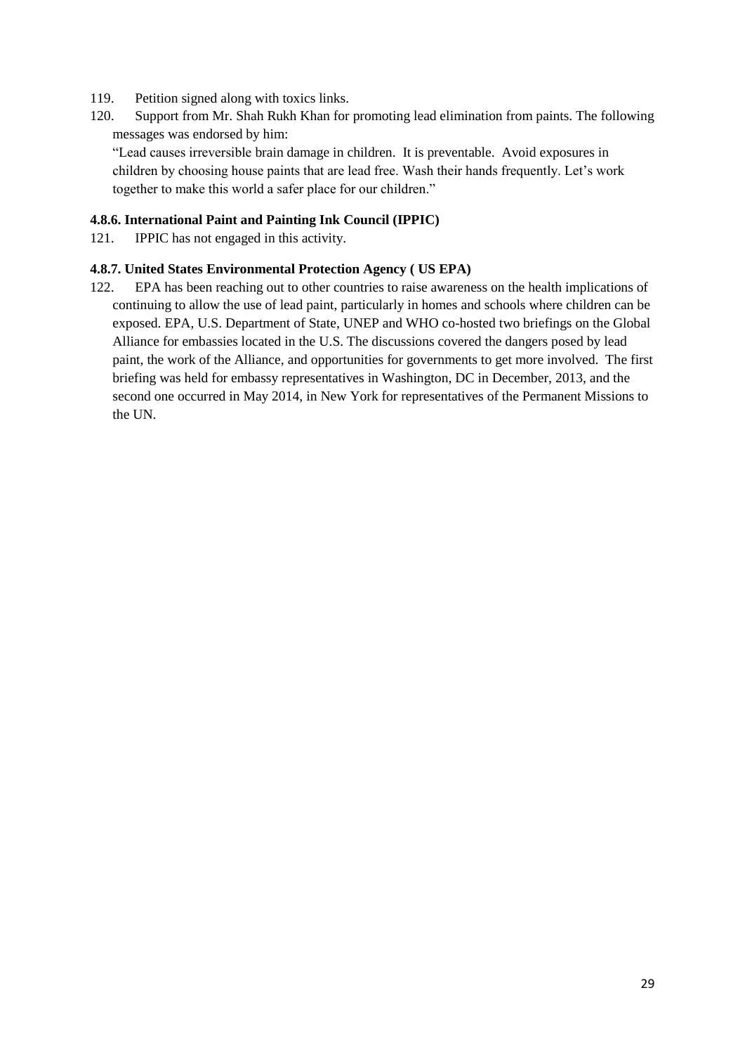119. Petition signed along with toxics links.

120. Support from Mr. Shah Rukh Khan for promoting lead elimination from paints. The following messages was endorsed by him:
"Lead causes irreversible brain damage in children. It is preventable. Avoid exposures in children by choosing house paints that are lead free. Wash their hands frequently. Let's work together to make this world a safer place for our children."

#### 4.8.6. International Paint and Painting Ink Council (IPPIC)

121. IPPIC has not engaged in this activity.

#### 4.8.7. United States Environmental Protection Agency ( US EPA)

122. EPA has been reaching out to other countries to raise awareness on the health implications of continuing to allow the use of lead paint, particularly in homes and schools where children can be exposed. EPA, U.S. Department of State, UNEP and WHO co-hosted two briefings on the Global Alliance for embassies located in the U.S. The discussions covered the dangers posed by lead paint, the work of the Alliance, and opportunities for governments to get more involved. The first briefing was held for embassy representatives in Washington, DC in December, 2013, and the second one occurred in May 2014, in New York for representatives of the Permanent Missions to the UN.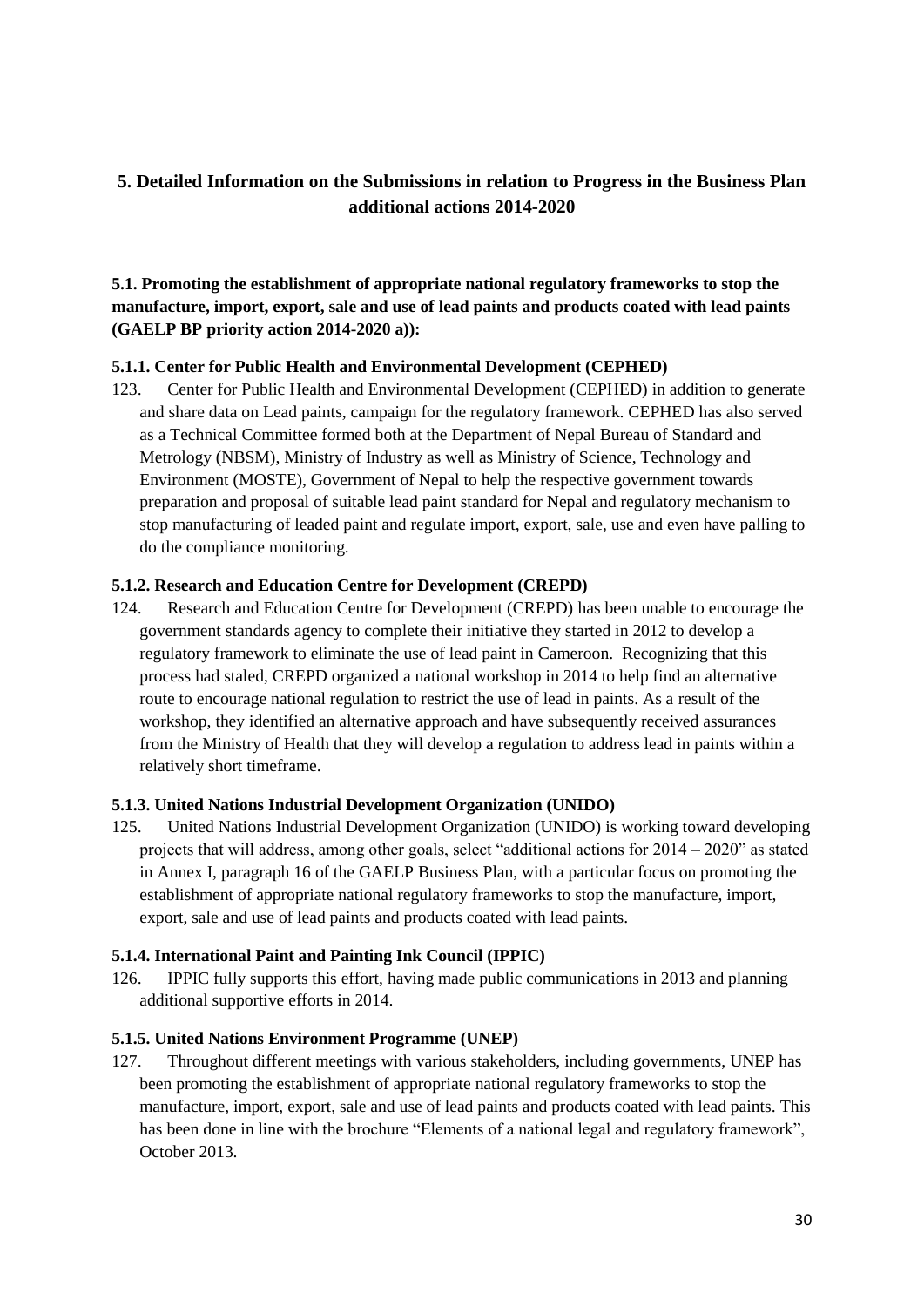## 5. Detailed Information on the Submissions in relation to Progress in the Business Plan additional actions 2014-2020

### 5.1. Promoting the establishment of appropriate national regulatory frameworks to stop the manufacture, import, export, sale and use of lead paints and products coated with lead paints (GAELP BP priority action 2014-2020 a)):

#### 5.1.1. Center for Public Health and Environmental Development (CEPHED)

123. Center for Public Health and Environmental Development (CEPHED) in addition to generate and share data on Lead paints, campaign for the regulatory framework. CEPHED has also served as a Technical Committee formed both at the Department of Nepal Bureau of Standard and Metrology (NBSM), Ministry of Industry as well as Ministry of Science, Technology and Environment (MOSTE), Government of Nepal to help the respective government towards preparation and proposal of suitable lead paint standard for Nepal and regulatory mechanism to stop manufacturing of leaded paint and regulate import, export, sale, use and even have palling to do the compliance monitoring.

#### 5.1.2. Research and Education Centre for Development (CREPD)

124. Research and Education Centre for Development (CREPD) has been unable to encourage the government standards agency to complete their initiative they started in 2012 to develop a regulatory framework to eliminate the use of lead paint in Cameroon. Recognizing that this process had staled, CREPD organized a national workshop in 2014 to help find an alternative route to encourage national regulation to restrict the use of lead in paints. As a result of the workshop, they identified an alternative approach and have subsequently received assurances from the Ministry of Health that they will develop a regulation to address lead in paints within a relatively short timeframe.

#### 5.1.3. United Nations Industrial Development Organization (UNIDO)

125. United Nations Industrial Development Organization (UNIDO) is working toward developing projects that will address, among other goals, select "additional actions for 2014 – 2020" as stated in Annex I, paragraph 16 of the GAELP Business Plan, with a particular focus on promoting the establishment of appropriate national regulatory frameworks to stop the manufacture, import, export, sale and use of lead paints and products coated with lead paints.

#### 5.1.4. International Paint and Painting Ink Council (IPPIC)

126. IPPIC fully supports this effort, having made public communications in 2013 and planning additional supportive efforts in 2014.

#### 5.1.5. United Nations Environment Programme (UNEP)

127. Throughout different meetings with various stakeholders, including governments, UNEP has been promoting the establishment of appropriate national regulatory frameworks to stop the manufacture, import, export, sale and use of lead paints and products coated with lead paints. This has been done in line with the brochure "Elements of a national legal and regulatory framework", October 2013.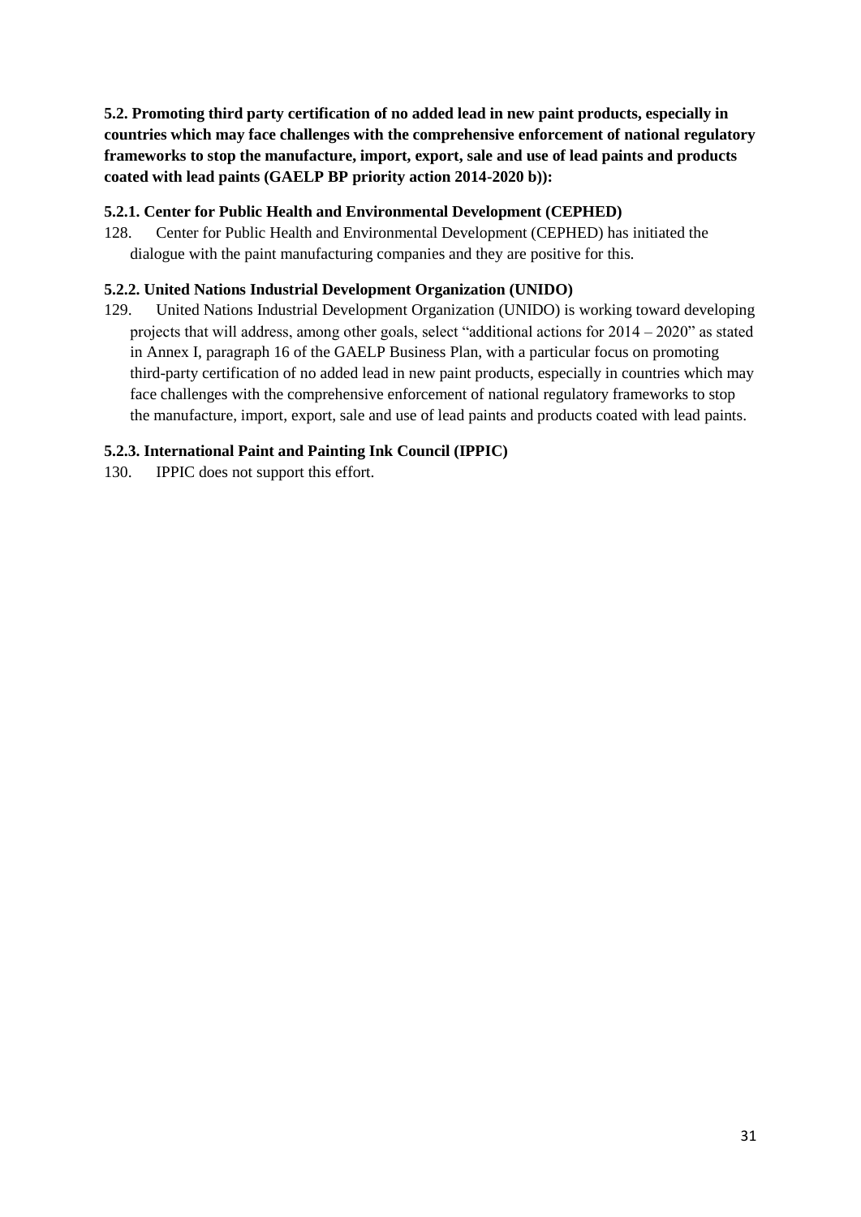**5.2. Promoting third party certification of no added lead in new paint products, especially in countries which may face challenges with the comprehensive enforcement of national regulatory frameworks to stop the manufacture, import, export, sale and use of lead paints and products coated with lead paints (GAELP BP priority action 2014-2020 b)):**

**5.2.1. Center for Public Health and Environmental Development (CEPHED)**

128. Center for Public Health and Environmental Development (CEPHED) has initiated the dialogue with the paint manufacturing companies and they are positive for this.

**5.2.2. United Nations Industrial Development Organization (UNIDO)**

129. United Nations Industrial Development Organization (UNIDO) is working toward developing projects that will address, among other goals, select "additional actions for 2014 – 2020" as stated in Annex I, paragraph 16 of the GAELP Business Plan, with a particular focus on promoting third-party certification of no added lead in new paint products, especially in countries which may face challenges with the comprehensive enforcement of national regulatory frameworks to stop the manufacture, import, export, sale and use of lead paints and products coated with lead paints.

**5.2.3. International Paint and Painting Ink Council (IPPIC)**

130. IPPIC does not support this effort.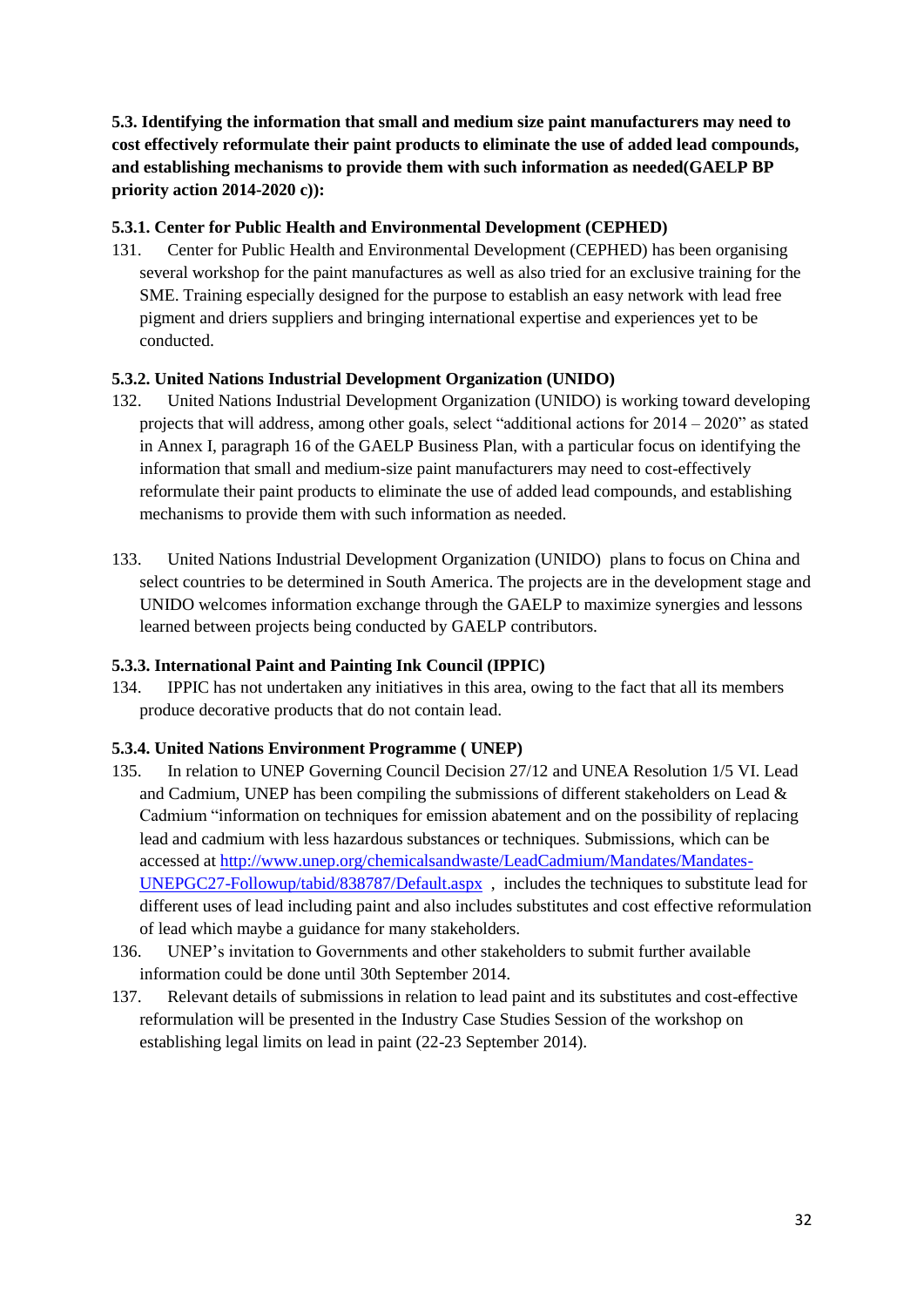**5.3. Identifying the information that small and medium size paint manufacturers may need to cost effectively reformulate their paint products to eliminate the use of added lead compounds, and establishing mechanisms to provide them with such information as needed(GAELP BP priority action 2014-2020 c)):**

**5.3.1. Center for Public Health and Environmental Development (CEPHED)**

131. Center for Public Health and Environmental Development (CEPHED) has been organising several workshop for the paint manufactures as well as also tried for an exclusive training for the SME. Training especially designed for the purpose to establish an easy network with lead free pigment and driers suppliers and bringing international expertise and experiences yet to be conducted.

**5.3.2. United Nations Industrial Development Organization (UNIDO)**

132. United Nations Industrial Development Organization (UNIDO) is working toward developing projects that will address, among other goals, select "additional actions for 2014 – 2020" as stated in Annex I, paragraph 16 of the GAELP Business Plan, with a particular focus on identifying the information that small and medium-size paint manufacturers may need to cost-effectively reformulate their paint products to eliminate the use of added lead compounds, and establishing mechanisms to provide them with such information as needed.

133. United Nations Industrial Development Organization (UNIDO) plans to focus on China and select countries to be determined in South America. The projects are in the development stage and UNIDO welcomes information exchange through the GAELP to maximize synergies and lessons learned between projects being conducted by GAELP contributors.

**5.3.3. International Paint and Painting Ink Council (IPPIC)**

134. IPPIC has not undertaken any initiatives in this area, owing to the fact that all its members produce decorative products that do not contain lead.

**5.3.4. United Nations Environment Programme ( UNEP)**

135. In relation to UNEP Governing Council Decision 27/12 and UNEA Resolution 1/5 VI. Lead and Cadmium, UNEP has been compiling the submissions of different stakeholders on Lead & Cadmium "information on techniques for emission abatement and on the possibility of replacing lead and cadmium with less hazardous substances or techniques. Submissions, which can be accessed at http://www.unep.org/chemicalsandwaste/LeadCadmium/Mandates/Mandates-UNEPGC27-Followup/tabid/838787/Default.aspx , includes the techniques to substitute lead for different uses of lead including paint and also includes substitutes and cost effective reformulation of lead which maybe a guidance for many stakeholders.

136. UNEP's invitation to Governments and other stakeholders to submit further available information could be done until 30th September 2014.

137. Relevant details of submissions in relation to lead paint and its substitutes and cost-effective reformulation will be presented in the Industry Case Studies Session of the workshop on establishing legal limits on lead in paint (22-23 September 2014).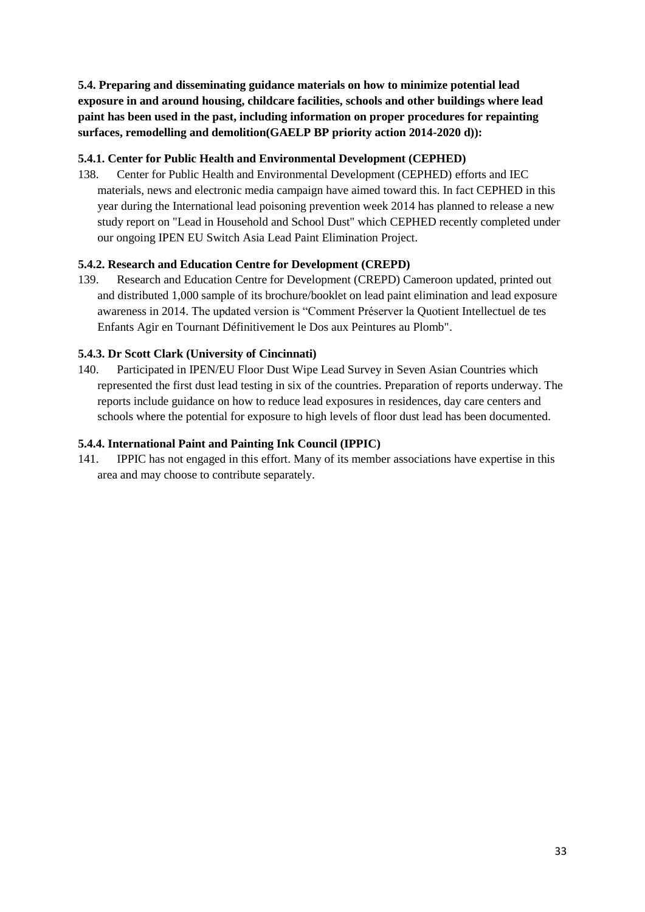**5.4. Preparing and disseminating guidance materials on how to minimize potential lead exposure in and around housing, childcare facilities, schools and other buildings where lead paint has been used in the past, including information on proper procedures for repainting surfaces, remodelling and demolition(GAELP BP priority action 2014-2020 d)):**

**5.4.1. Center for Public Health and Environmental Development (CEPHED)**

138. Center for Public Health and Environmental Development (CEPHED) efforts and IEC materials, news and electronic media campaign have aimed toward this. In fact CEPHED in this year during the International lead poisoning prevention week 2014 has planned to release a new study report on "Lead in Household and School Dust" which CEPHED recently completed under our ongoing IPEN EU Switch Asia Lead Paint Elimination Project.

**5.4.2. Research and Education Centre for Development (CREPD)**

139. Research and Education Centre for Development (CREPD) Cameroon updated, printed out and distributed 1,000 sample of its brochure/booklet on lead paint elimination and lead exposure awareness in 2014. The updated version is "Comment Préserver la Quotient Intellectuel de tes Enfants Agir en Tournant Définitivement le Dos aux Peintures au Plomb".

**5.4.3. Dr Scott Clark (University of Cincinnati)**

140. Participated in IPEN/EU Floor Dust Wipe Lead Survey in Seven Asian Countries which represented the first dust lead testing in six of the countries. Preparation of reports underway. The reports include guidance on how to reduce lead exposures in residences, day care centers and schools where the potential for exposure to high levels of floor dust lead has been documented.

**5.4.4. International Paint and Painting Ink Council (IPPIC)**

141. IPPIC has not engaged in this effort. Many of its member associations have expertise in this area and may choose to contribute separately.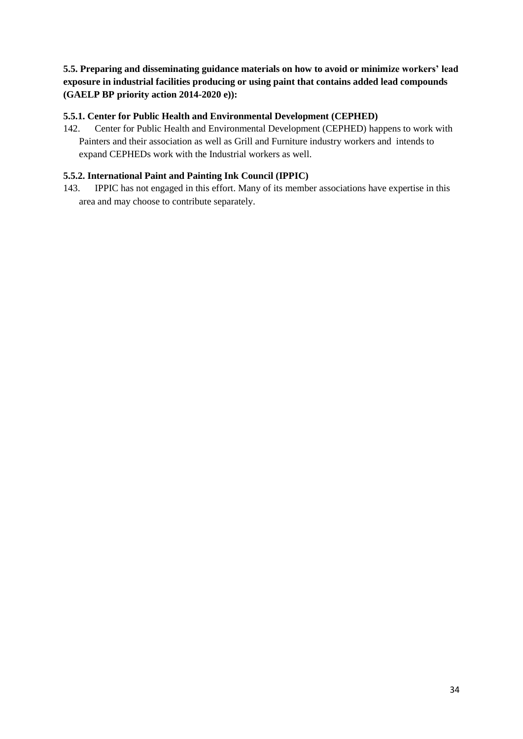**5.5. Preparing and disseminating guidance materials on how to avoid or minimize workers' lead exposure in industrial facilities producing or using paint that contains added lead compounds (GAELP BP priority action 2014-2020 e)):**

**5.5.1. Center for Public Health and Environmental Development (CEPHED)**

142. Center for Public Health and Environmental Development (CEPHED) happens to work with Painters and their association as well as Grill and Furniture industry workers and intends to expand CEPHEDs work with the Industrial workers as well.

**5.5.2. International Paint and Painting Ink Council (IPPIC)**

143. IPPIC has not engaged in this effort. Many of its member associations have expertise in this area and may choose to contribute separately.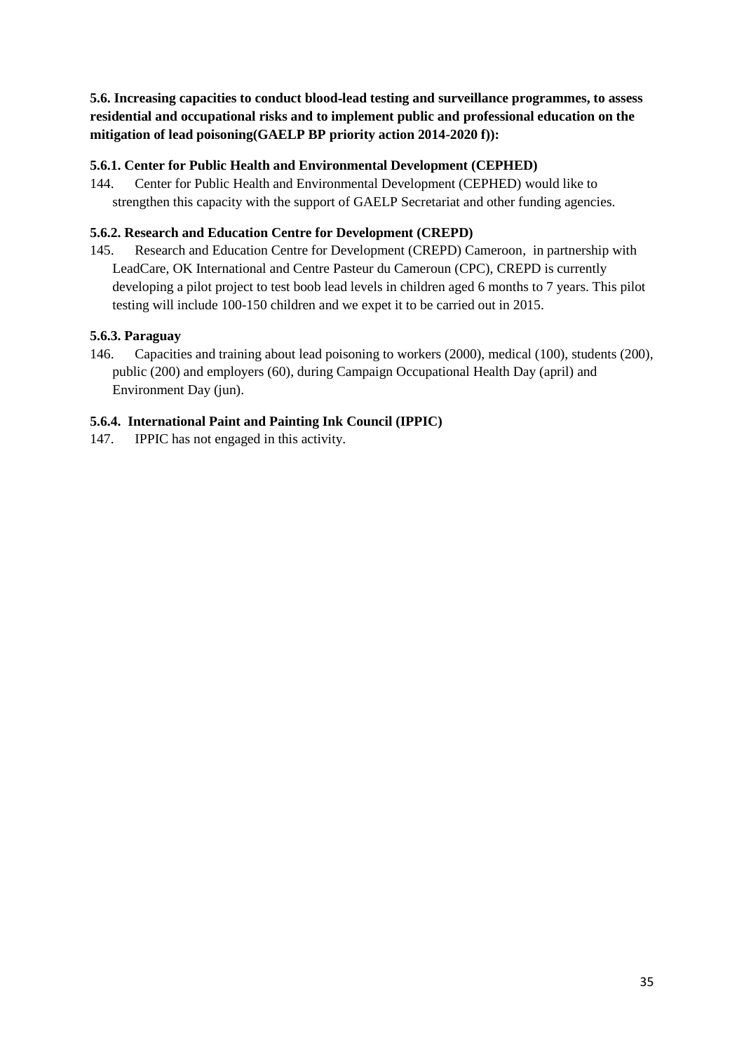**5.6. Increasing capacities to conduct blood-lead testing and surveillance programmes, to assess residential and occupational risks and to implement public and professional education on the mitigation of lead poisoning(GAELP BP priority action 2014-2020 f)):**

**5.6.1. Center for Public Health and Environmental Development (CEPHED)**

144. Center for Public Health and Environmental Development (CEPHED) would like to strengthen this capacity with the support of GAELP Secretariat and other funding agencies.

**5.6.2. Research and Education Centre for Development (CREPD)**

145. Research and Education Centre for Development (CREPD) Cameroon, in partnership with LeadCare, OK International and Centre Pasteur du Cameroun (CPC), CREPD is currently developing a pilot project to test boob lead levels in children aged 6 months to 7 years. This pilot testing will include 100-150 children and we expet it to be carried out in 2015.

**5.6.3. Paraguay**

146. Capacities and training about lead poisoning to workers (2000), medical (100), students (200), public (200) and employers (60), during Campaign Occupational Health Day (april) and Environment Day (jun).

**5.6.4. International Paint and Painting Ink Council (IPPIC)**

147. IPPIC has not engaged in this activity.